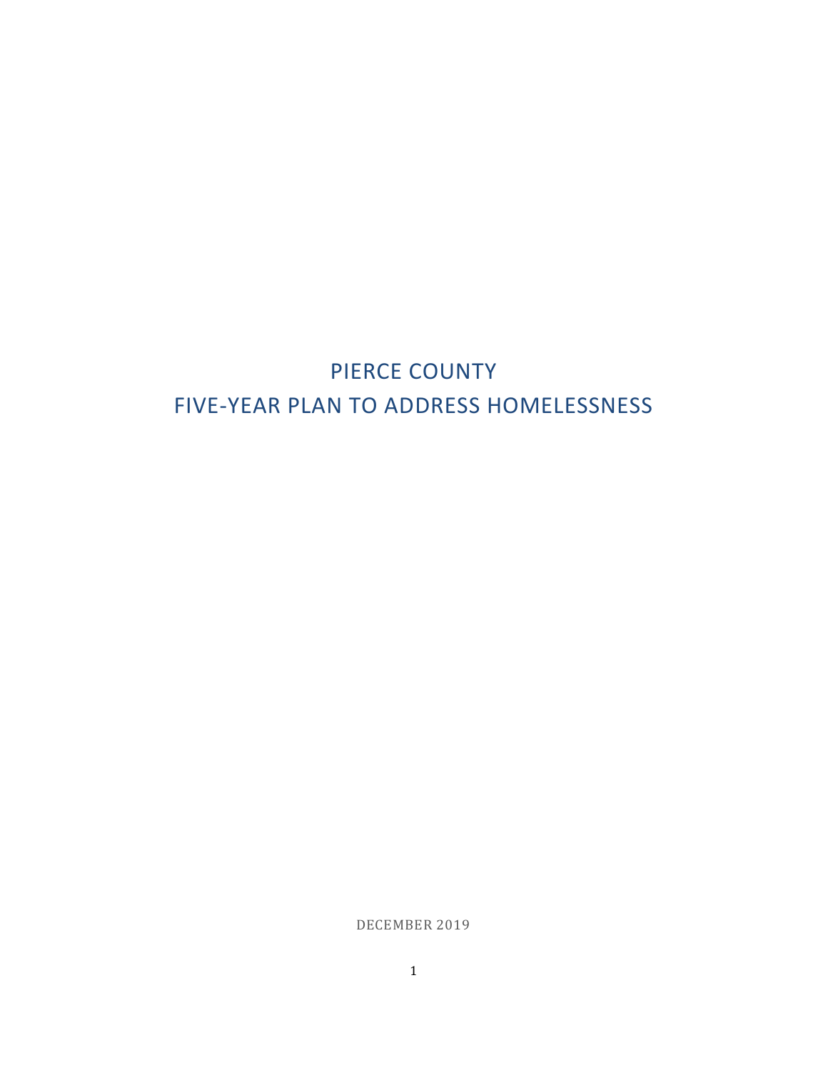# PIERCE COUNTY
# FIVE-YEAR PLAN TO ADDRESS HOMELESSNESS

DECEMBER 2019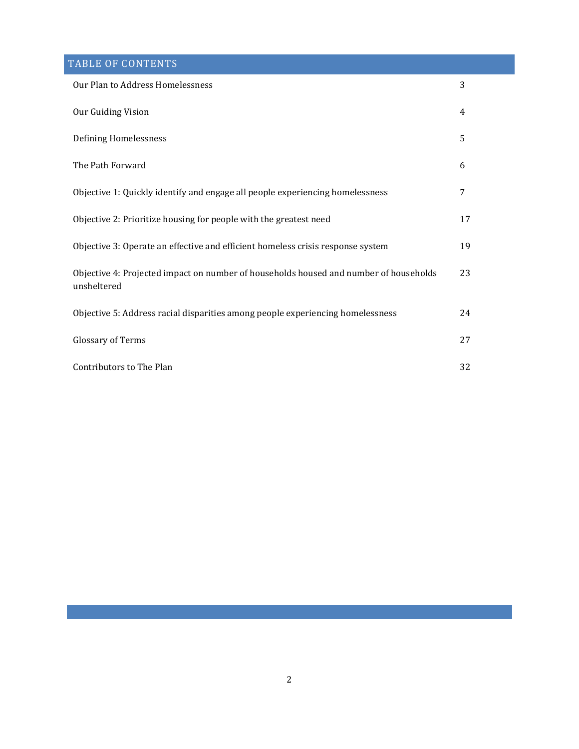## TABLE OF CONTENTS

| | |
|---|---|
| Our Plan to Address Homelessness | 3 |
| Our Guiding Vision | 4 |
| Defining Homelessness | 5 |
| The Path Forward | 6 |
| Objective 1: Quickly identify and engage all people experiencing homelessness | 7 |
| Objective 2: Prioritize housing for people with the greatest need | 17 |
| Objective 3: Operate an effective and efficient homeless crisis response system | 19 |
| Objective 4: Projected impact on number of households housed and number of households unsheltered | 23 |
| Objective 5: Address racial disparities among people experiencing homelessness | 24 |
| Glossary of Terms | 27 |
| Contributors to The Plan | 32 |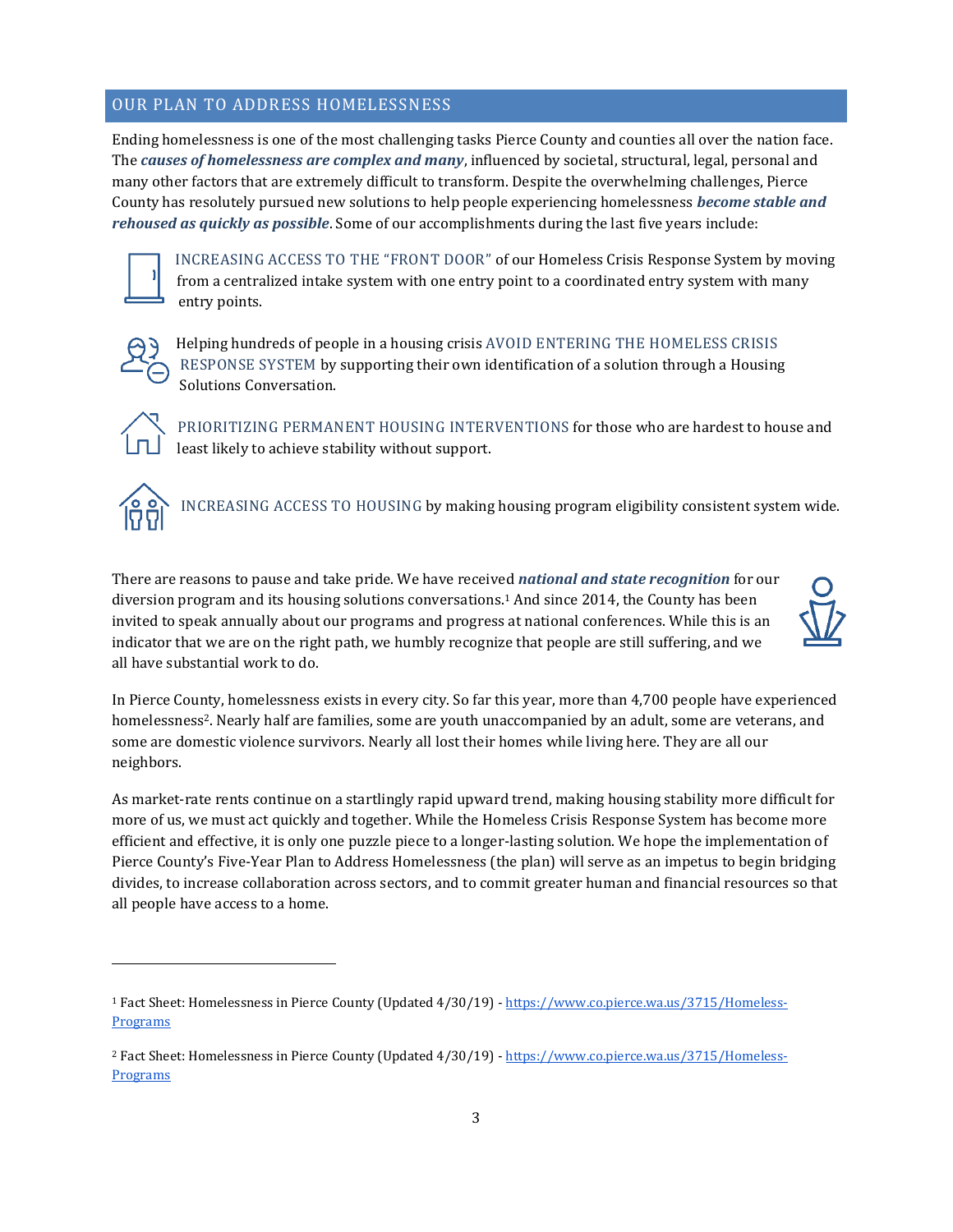## OUR PLAN TO ADDRESS HOMELESSNESS

Ending homelessness is one of the most challenging tasks Pierce County and counties all over the nation face. The ***causes of homelessness are complex and many***, influenced by societal, structural, legal, personal and many other factors that are extremely difficult to transform. Despite the overwhelming challenges, Pierce County has resolutely pursued new solutions to help people experiencing homelessness ***become stable and rehoused as quickly as possible***. Some of our accomplishments during the last five years include:

- INCREASING ACCESS TO THE "FRONT DOOR" of our Homeless Crisis Response System by moving from a centralized intake system with one entry point to a coordinated entry system with many entry points.
- Helping hundreds of people in a housing crisis AVOID ENTERING THE HOMELESS CRISIS RESPONSE SYSTEM by supporting their own identification of a solution through a Housing Solutions Conversation.
- PRIORITIZING PERMANENT HOUSING INTERVENTIONS for those who are hardest to house and least likely to achieve stability without support.
- INCREASING ACCESS TO HOUSING by making housing program eligibility consistent system wide.

There are reasons to pause and take pride. We have received ***national and state recognition*** for our diversion program and its housing solutions conversations.[1] And since 2014, the County has been invited to speak annually about our programs and progress at national conferences. While this is an indicator that we are on the right path, we humbly recognize that people are still suffering, and we all have substantial work to do.

In Pierce County, homelessness exists in every city. So far this year, more than 4,700 people have experienced homelessness[2]. Nearly half are families, some are youth unaccompanied by an adult, some are veterans, and some are domestic violence survivors. Nearly all lost their homes while living here. They are all our neighbors.

As market-rate rents continue on a startlingly rapid upward trend, making housing stability more difficult for more of us, we must act quickly and together. While the Homeless Crisis Response System has become more efficient and effective, it is only one puzzle piece to a longer-lasting solution. We hope the implementation of Pierce County's Five-Year Plan to Address Homelessness (the plan) will serve as an impetus to begin bridging divides, to increase collaboration across sectors, and to commit greater human and financial resources so that all people have access to a home.

---

[1] Fact Sheet: Homelessness in Pierce County (Updated 4/30/19) - https://www.co.pierce.wa.us/3715/Homeless-Programs

[2] Fact Sheet: Homelessness in Pierce County (Updated 4/30/19) - https://www.co.pierce.wa.us/3715/Homeless-Programs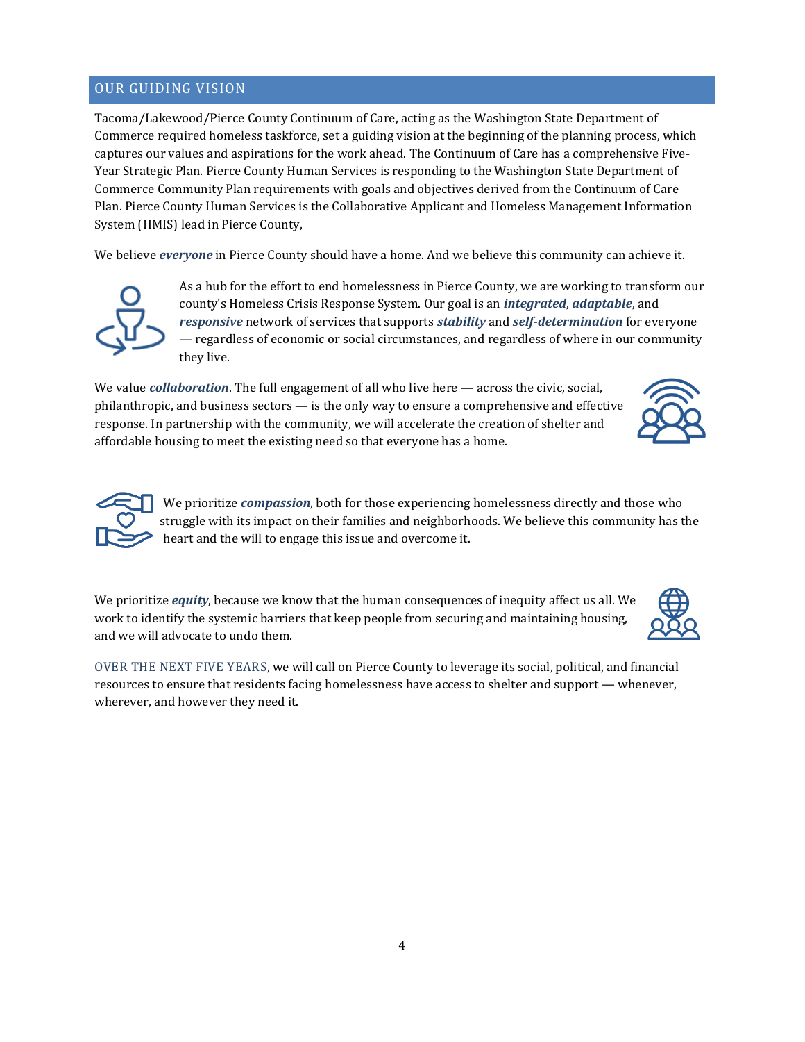## OUR GUIDING VISION

Tacoma/Lakewood/Pierce County Continuum of Care, acting as the Washington State Department of Commerce required homeless taskforce, set a guiding vision at the beginning of the planning process, which captures our values and aspirations for the work ahead. The Continuum of Care has a comprehensive Five-Year Strategic Plan. Pierce County Human Services is responding to the Washington State Department of Commerce Community Plan requirements with goals and objectives derived from the Continuum of Care Plan. Pierce County Human Services is the Collaborative Applicant and Homeless Management Information System (HMIS) lead in Pierce County,

We believe ***everyone*** in Pierce County should have a home. And we believe this community can achieve it.

As a hub for the effort to end homelessness in Pierce County, we are working to transform our county's Homeless Crisis Response System. Our goal is an ***integrated***, ***adaptable***, and ***responsive*** network of services that supports ***stability*** and ***self-determination*** for everyone — regardless of economic or social circumstances, and regardless of where in our community they live.

We value ***collaboration***. The full engagement of all who live here — across the civic, social, philanthropic, and business sectors — is the only way to ensure a comprehensive and effective response. In partnership with the community, we will accelerate the creation of shelter and affordable housing to meet the existing need so that everyone has a home.

We prioritize ***compassion***, both for those experiencing homelessness directly and those who struggle with its impact on their families and neighborhoods. We believe this community has the heart and the will to engage this issue and overcome it.

We prioritize ***equity***, because we know that the human consequences of inequity affect us all. We work to identify the systemic barriers that keep people from securing and maintaining housing, and we will advocate to undo them.

OVER THE NEXT FIVE YEARS, we will call on Pierce County to leverage its social, political, and financial resources to ensure that residents facing homelessness have access to shelter and support — whenever, wherever, and however they need it.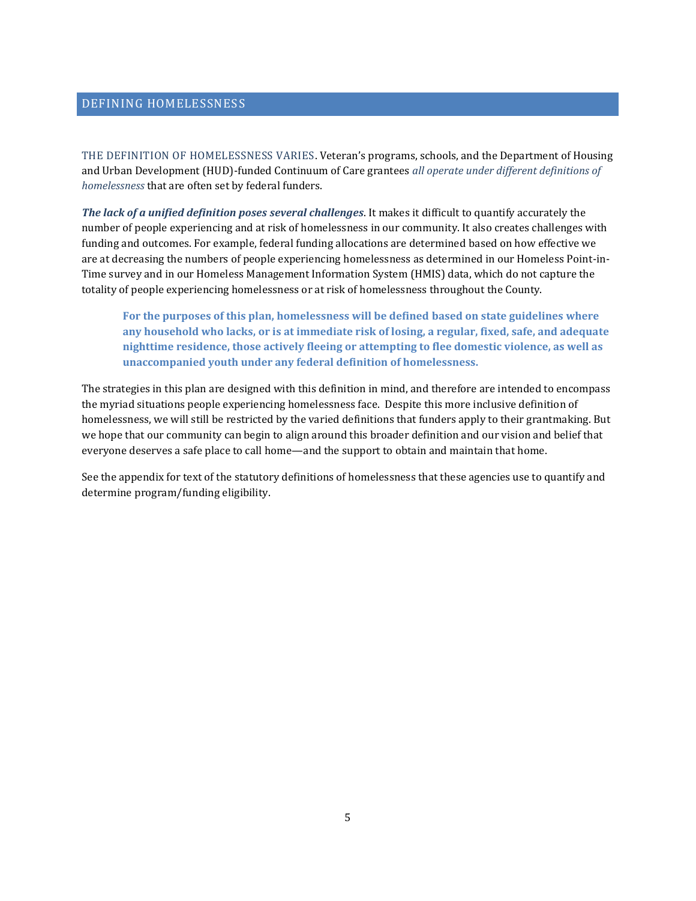## DEFINING HOMELESSNESS

THE DEFINITION OF HOMELESSNESS VARIES. Veteran's programs, schools, and the Department of Housing and Urban Development (HUD)-funded Continuum of Care grantees *all operate under different definitions of homelessness* that are often set by federal funders.

***The lack of a unified definition poses several challenges***. It makes it difficult to quantify accurately the number of people experiencing and at risk of homelessness in our community. It also creates challenges with funding and outcomes. For example, federal funding allocations are determined based on how effective we are at decreasing the numbers of people experiencing homelessness as determined in our Homeless Point-in-Time survey and in our Homeless Management Information System (HMIS) data, which do not capture the totality of people experiencing homelessness or at risk of homelessness throughout the County.

> **For the purposes of this plan, homelessness will be defined based on state guidelines where any household who lacks, or is at immediate risk of losing, a regular, fixed, safe, and adequate nighttime residence, those actively fleeing or attempting to flee domestic violence, as well as unaccompanied youth under any federal definition of homelessness.**

The strategies in this plan are designed with this definition in mind, and therefore are intended to encompass the myriad situations people experiencing homelessness face. Despite this more inclusive definition of homelessness, we will still be restricted by the varied definitions that funders apply to their grantmaking. But we hope that our community can begin to align around this broader definition and our vision and belief that everyone deserves a safe place to call home—and the support to obtain and maintain that home.

See the appendix for text of the statutory definitions of homelessness that these agencies use to quantify and determine program/funding eligibility.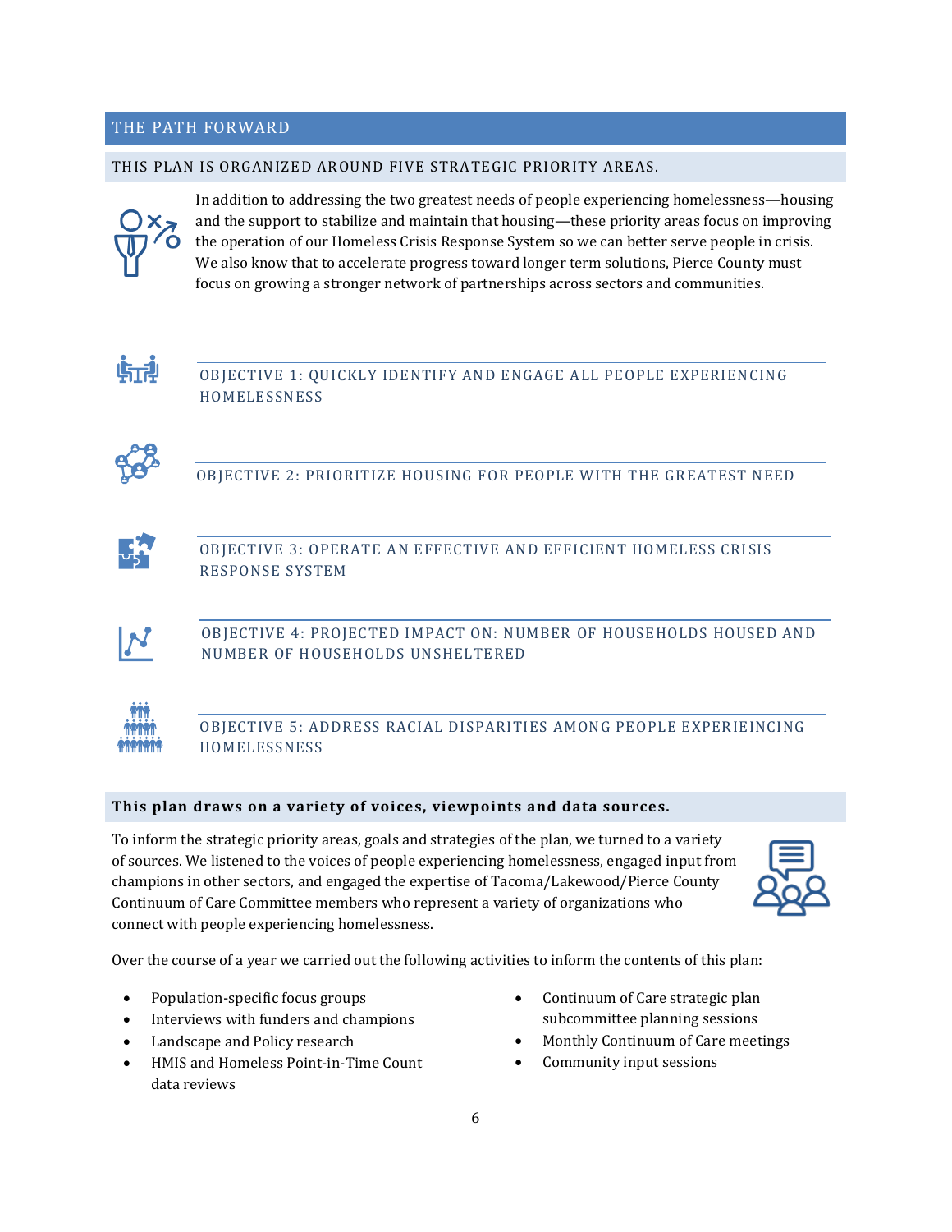## THE PATH FORWARD

### THIS PLAN IS ORGANIZED AROUND FIVE STRATEGIC PRIORITY AREAS.

In addition to addressing the two greatest needs of people experiencing homelessness—housing and the support to stabilize and maintain that housing—these priority areas focus on improving the operation of our Homeless Crisis Response System so we can better serve people in crisis. We also know that to accelerate progress toward longer term solutions, Pierce County must focus on growing a stronger network of partnerships across sectors and communities.

#### OBJECTIVE 1: QUICKLY IDENTIFY AND ENGAGE ALL PEOPLE EXPERIENCING HOMELESSNESS

#### OBJECTIVE 2: PRIORITIZE HOUSING FOR PEOPLE WITH THE GREATEST NEED

#### OBJECTIVE 3: OPERATE AN EFFECTIVE AND EFFICIENT HOMELESS CRISIS RESPONSE SYSTEM

#### OBJECTIVE 4: PROJECTED IMPACT ON: NUMBER OF HOUSEHOLDS HOUSED AND NUMBER OF HOUSEHOLDS UNSHELTERED

#### OBJECTIVE 5: ADDRESS RACIAL DISPARITIES AMONG PEOPLE EXPERIEINCING HOMELESSNESS

### This plan draws on a variety of voices, viewpoints and data sources.

To inform the strategic priority areas, goals and strategies of the plan, we turned to a variety of sources. We listened to the voices of people experiencing homelessness, engaged input from champions in other sectors, and engaged the expertise of Tacoma/Lakewood/Pierce County Continuum of Care Committee members who represent a variety of organizations who connect with people experiencing homelessness.

Over the course of a year we carried out the following activities to inform the contents of this plan:

- Population-specific focus groups
- Interviews with funders and champions
- Landscape and Policy research
- HMIS and Homeless Point-in-Time Count data reviews
- Continuum of Care strategic plan subcommittee planning sessions
- Monthly Continuum of Care meetings
- Community input sessions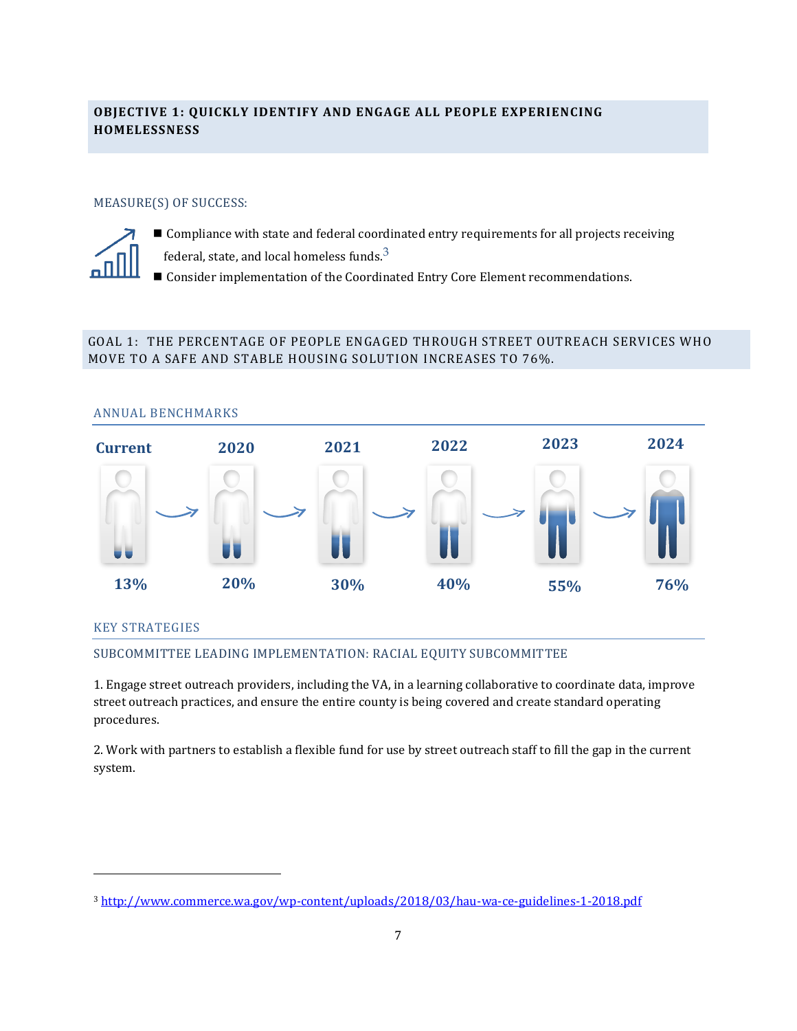## OBJECTIVE 1: QUICKLY IDENTIFY AND ENGAGE ALL PEOPLE EXPERIENCING HOMELESSNESS

### MEASURE(S) OF SUCCESS:

- Compliance with state and federal coordinated entry requirements for all projects receiving federal, state, and local homeless funds.[3]
- Consider implementation of the Coordinated Entry Core Element recommendations.

### GOAL 1: THE PERCENTAGE OF PEOPLE ENGAGED THROUGH STREET OUTREACH SERVICES WHO MOVE TO A SAFE AND STABLE HOUSING SOLUTION INCREASES TO 76%.

#### ANNUAL BENCHMARKS

| Current | 2020 | 2021 | 2022 | 2023 | 2024 |
|---|---|---|---|---|---|
| 13% | 20% | 30% | 40% | 55% | 76% |

#### KEY STRATEGIES

SUBCOMMITTEE LEADING IMPLEMENTATION: RACIAL EQUITY SUBCOMMITTEE

1. Engage street outreach providers, including the VA, in a learning collaborative to coordinate data, improve street outreach practices, and ensure the entire county is being covered and create standard operating procedures.

2. Work with partners to establish a flexible fund for use by street outreach staff to fill the gap in the current system.

---

[3] http://www.commerce.wa.gov/wp-content/uploads/2018/03/hau-wa-ce-guidelines-1-2018.pdf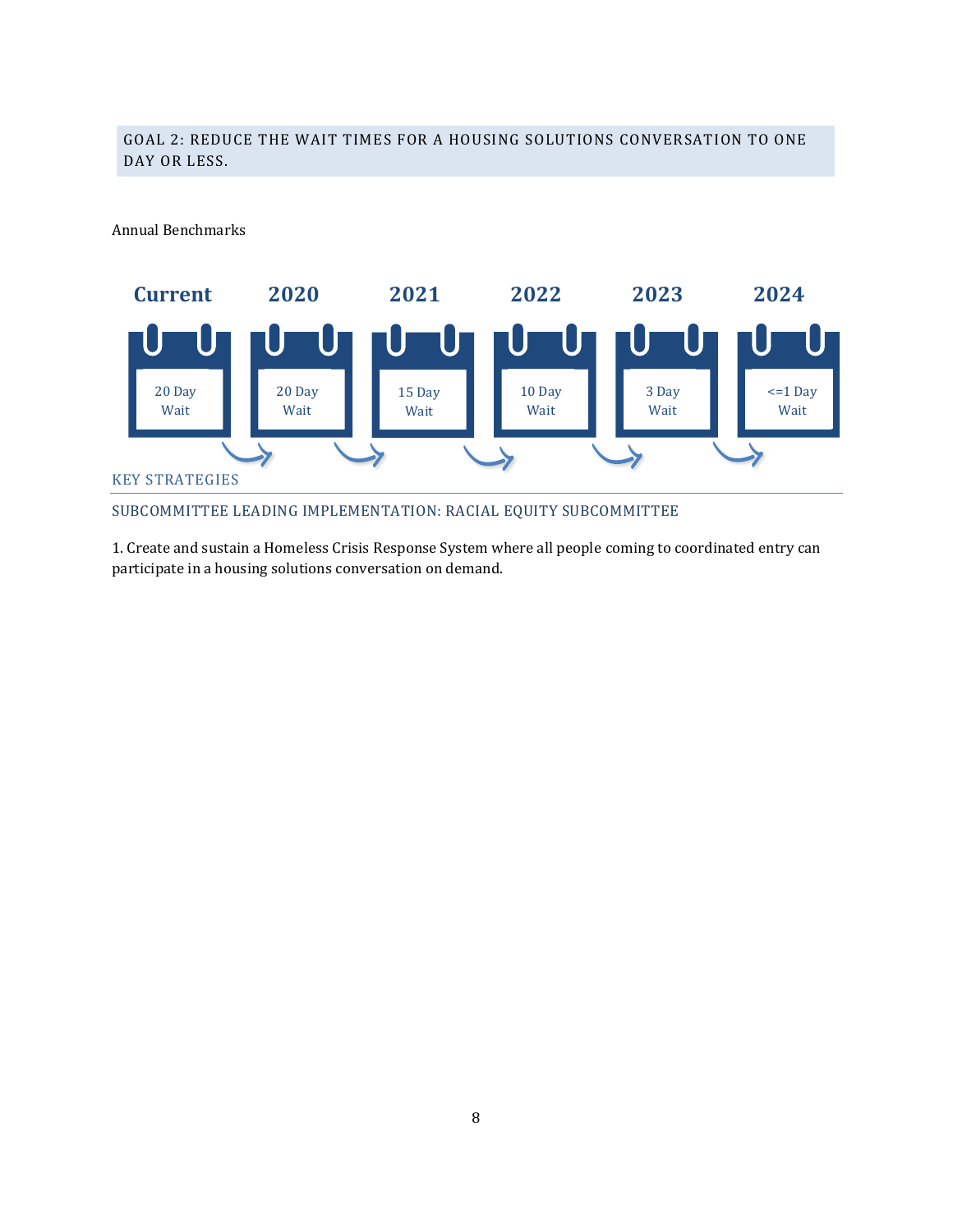## GOAL 2: REDUCE THE WAIT TIMES FOR A HOUSING SOLUTIONS CONVERSATION TO ONE DAY OR LESS.

Annual Benchmarks

| Current | 2020 | 2021 | 2022 | 2023 | 2024 |
|---|---|---|---|---|---|
| 20 Day Wait | 20 Day Wait | 15 Day Wait | 10 Day Wait | 3 Day Wait | <=1 Day Wait |

### KEY STRATEGIES

SUBCOMMITTEE LEADING IMPLEMENTATION: RACIAL EQUITY SUBCOMMITTEE

1. Create and sustain a Homeless Crisis Response System where all people coming to coordinated entry can participate in a housing solutions conversation on demand.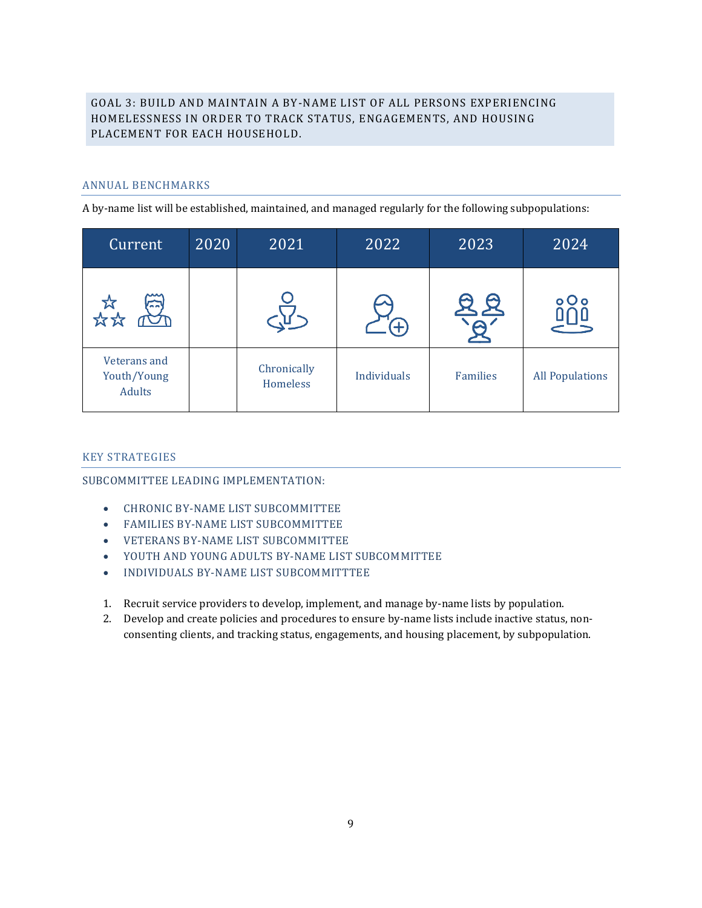## GOAL 3: BUILD AND MAINTAIN A BY-NAME LIST OF ALL PERSONS EXPERIENCING HOMELESSNESS IN ORDER TO TRACK STATUS, ENGAGEMENTS, AND HOUSING PLACEMENT FOR EACH HOUSEHOLD.

### ANNUAL BENCHMARKS

A by-name list will be established, maintained, and managed regularly for the following subpopulations:

| Current | 2020 | 2021 | 2022 | 2023 | 2024 |
|---|---|---|---|---|---|
| Veterans and Youth/Young Adults | | Chronically Homeless | Individuals | Families | All Populations |

### KEY STRATEGIES

SUBCOMMITTEE LEADING IMPLEMENTATION:

- CHRONIC BY-NAME LIST SUBCOMMITTEE
- FAMILIES BY-NAME LIST SUBCOMMITTEE
- VETERANS BY-NAME LIST SUBCOMMITTEE
- YOUTH AND YOUNG ADULTS BY-NAME LIST SUBCOMMITTEE
- INDIVIDUALS BY-NAME LIST SUBCOMMITTTEE

1. Recruit service providers to develop, implement, and manage by-name lists by population.
2. Develop and create policies and procedures to ensure by-name lists include inactive status, non-consenting clients, and tracking status, engagements, and housing placement, by subpopulation.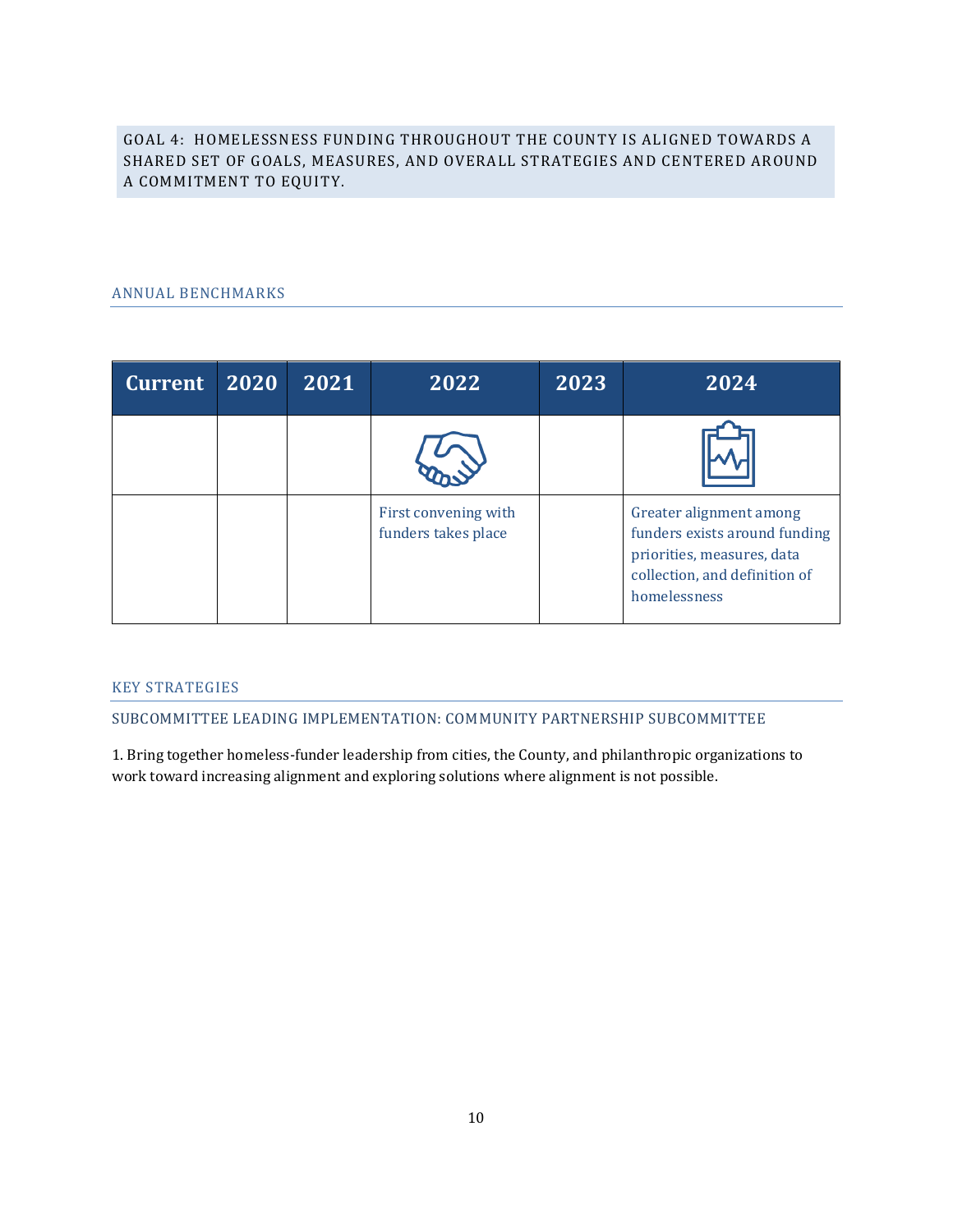## GOAL 4: HOMELESSNESS FUNDING THROUGHOUT THE COUNTY IS ALIGNED TOWARDS A SHARED SET OF GOALS, MEASURES, AND OVERALL STRATEGIES AND CENTERED AROUND A COMMITMENT TO EQUITY.

### ANNUAL BENCHMARKS

| Current | 2020 | 2021 | 2022 | 2023 | 2024 |
|---|---|---|---|---|---|
| | | | | | |
| | | | First convening with funders takes place | | Greater alignment among funders exists around funding priorities, measures, data collection, and definition of homelessness |

### KEY STRATEGIES

#### SUBCOMMITTEE LEADING IMPLEMENTATION: COMMUNITY PARTNERSHIP SUBCOMMITTEE

1. Bring together homeless-funder leadership from cities, the County, and philanthropic organizations to work toward increasing alignment and exploring solutions where alignment is not possible.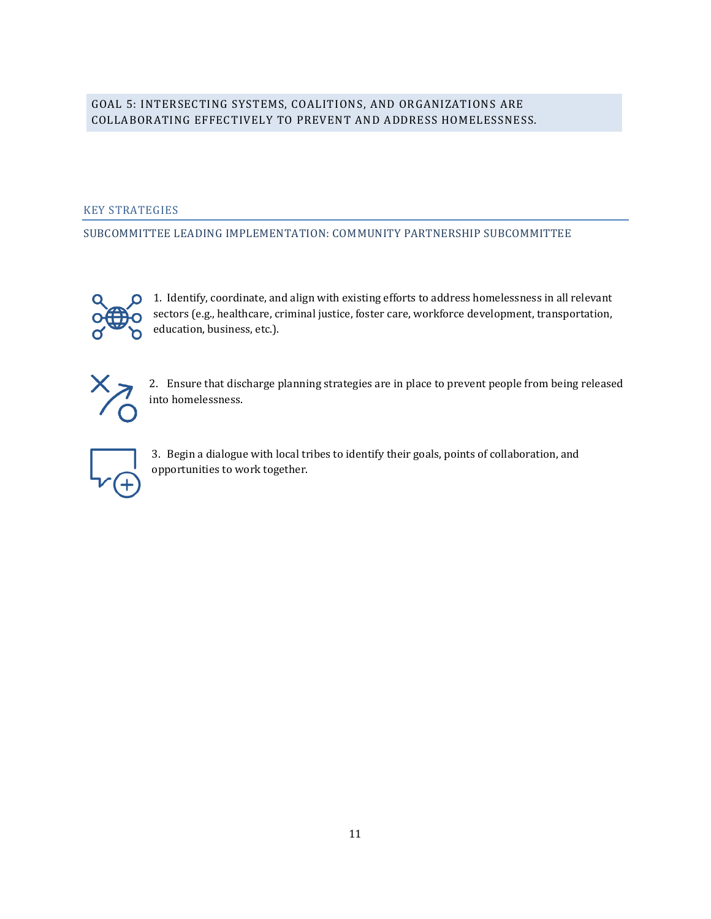## GOAL 5: INTERSECTING SYSTEMS, COALITIONS, AND ORGANIZATIONS ARE COLLABORATING EFFECTIVELY TO PREVENT AND ADDRESS HOMELESSNESS.

### KEY STRATEGIES

#### SUBCOMMITTEE LEADING IMPLEMENTATION: COMMUNITY PARTNERSHIP SUBCOMMITTEE

1. Identify, coordinate, and align with existing efforts to address homelessness in all relevant sectors (e.g., healthcare, criminal justice, foster care, workforce development, transportation, education, business, etc.).

2. Ensure that discharge planning strategies are in place to prevent people from being released into homelessness.

3. Begin a dialogue with local tribes to identify their goals, points of collaboration, and opportunities to work together.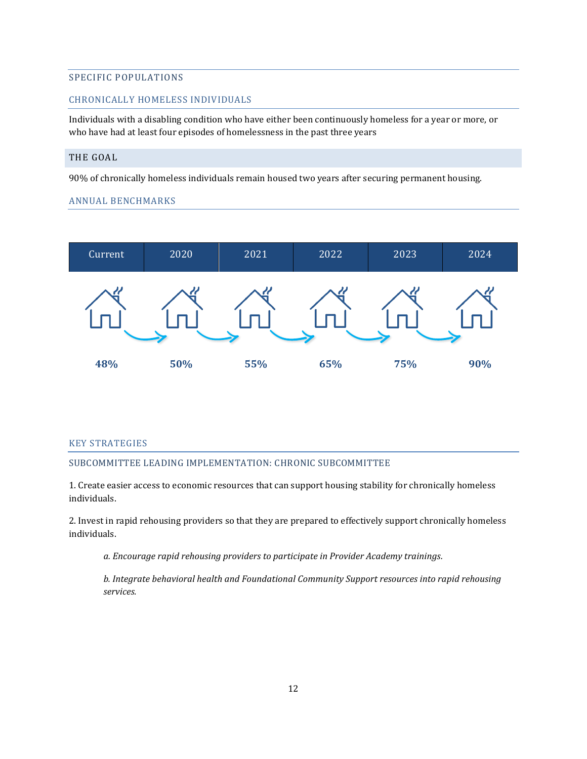## SPECIFIC POPULATIONS

### CHRONICALLY HOMELESS INDIVIDUALS

Individuals with a disabling condition who have either been continuously homeless for a year or more, or who have had at least four episodes of homelessness in the past three years

### THE GOAL

90% of chronically homeless individuals remain housed two years after securing permanent housing.

### ANNUAL BENCHMARKS

| Current | 2020 | 2021 | 2022 | 2023 | 2024 |
|---|---|---|---|---|---|
| **48%** | **50%** | **55%** | **65%** | **75%** | **90%** |

### KEY STRATEGIES

#### SUBCOMMITTEE LEADING IMPLEMENTATION: CHRONIC SUBCOMMITTEE

1. Create easier access to economic resources that can support housing stability for chronically homeless individuals.

2. Invest in rapid rehousing providers so that they are prepared to effectively support chronically homeless individuals.

   *a. Encourage rapid rehousing providers to participate in Provider Academy trainings.*

   *b. Integrate behavioral health and Foundational Community Support resources into rapid rehousing services.*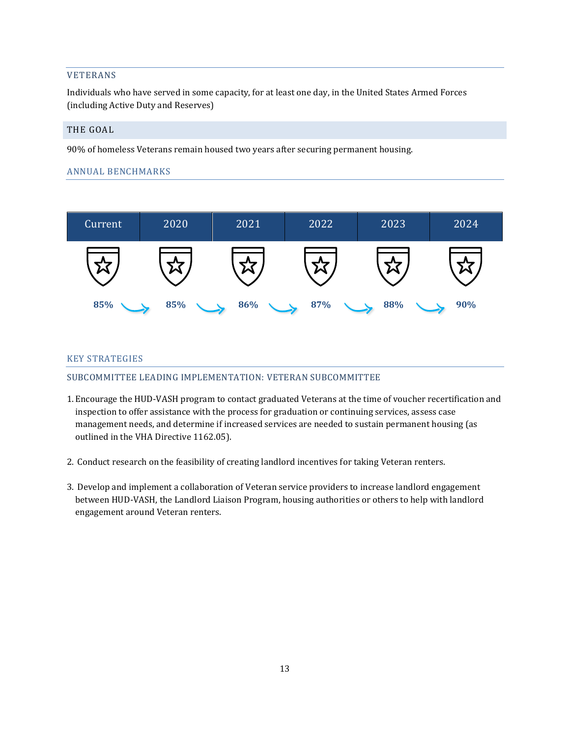## VETERANS

Individuals who have served in some capacity, for at least one day, in the United States Armed Forces (including Active Duty and Reserves)

## THE GOAL

90% of homeless Veterans remain housed two years after securing permanent housing.

## ANNUAL BENCHMARKS

| Current | 2020 | 2021 | 2022 | 2023 | 2024 |
|---|---|---|---|---|---|
| **85%** | **85%** | **86%** | **87%** | **88%** | **90%** |

## KEY STRATEGIES

### SUBCOMMITTEE LEADING IMPLEMENTATION: VETERAN SUBCOMMITTEE

1. Encourage the HUD-VASH program to contact graduated Veterans at the time of voucher recertification and inspection to offer assistance with the process for graduation or continuing services, assess case management needs, and determine if increased services are needed to sustain permanent housing (as outlined in the VHA Directive 1162.05).

2. Conduct research on the feasibility of creating landlord incentives for taking Veteran renters.

3. Develop and implement a collaboration of Veteran service providers to increase landlord engagement between HUD-VASH, the Landlord Liaison Program, housing authorities or others to help with landlord engagement around Veteran renters.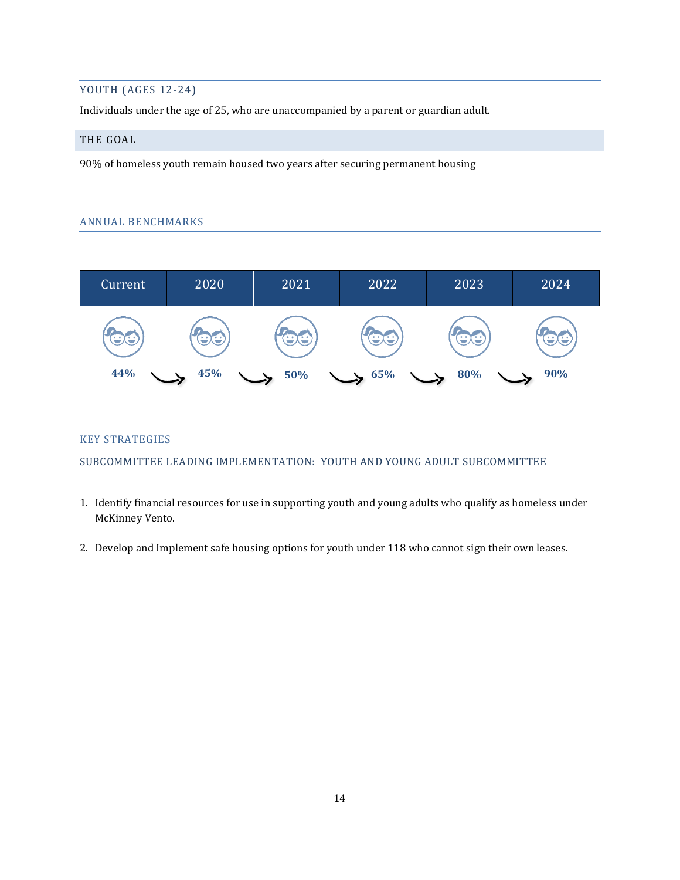## YOUTH (AGES 12-24)

Individuals under the age of 25, who are unaccompanied by a parent or guardian adult.

### THE GOAL

90% of homeless youth remain housed two years after securing permanent housing

### ANNUAL BENCHMARKS

| Current | 2020 | 2021 | 2022 | 2023 | 2024 |
|---|---|---|---|---|---|
| **44%** | **45%** | **50%** | **65%** | **80%** | **90%** |

### KEY STRATEGIES

SUBCOMMITTEE LEADING IMPLEMENTATION: YOUTH AND YOUNG ADULT SUBCOMMITTEE

1. Identify financial resources for use in supporting youth and young adults who qualify as homeless under McKinney Vento.

2. Develop and Implement safe housing options for youth under 118 who cannot sign their own leases.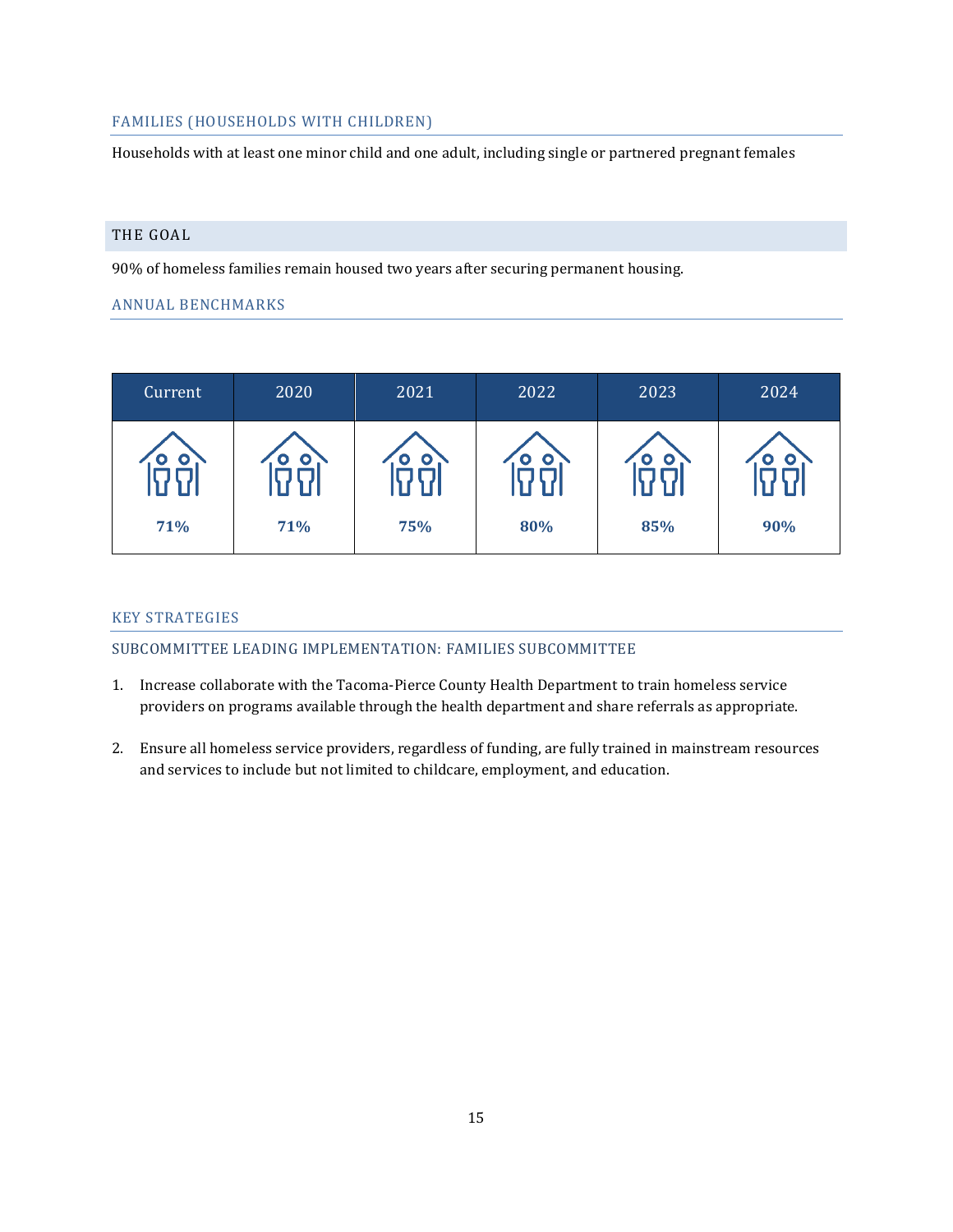## FAMILIES (HOUSEHOLDS WITH CHILDREN)

Households with at least one minor child and one adult, including single or partnered pregnant females

### THE GOAL

90% of homeless families remain housed two years after securing permanent housing.

### ANNUAL BENCHMARKS

| Current | 2020 | 2021 | 2022 | 2023 | 2024 |
|---|---|---|---|---|---|
| **71%** | **71%** | **75%** | **80%** | **85%** | **90%** |

### KEY STRATEGIES

#### SUBCOMMITTEE LEADING IMPLEMENTATION: FAMILIES SUBCOMMITTEE

1. Increase collaborate with the Tacoma-Pierce County Health Department to train homeless service providers on programs available through the health department and share referrals as appropriate.

2. Ensure all homeless service providers, regardless of funding, are fully trained in mainstream resources and services to include but not limited to childcare, employment, and education.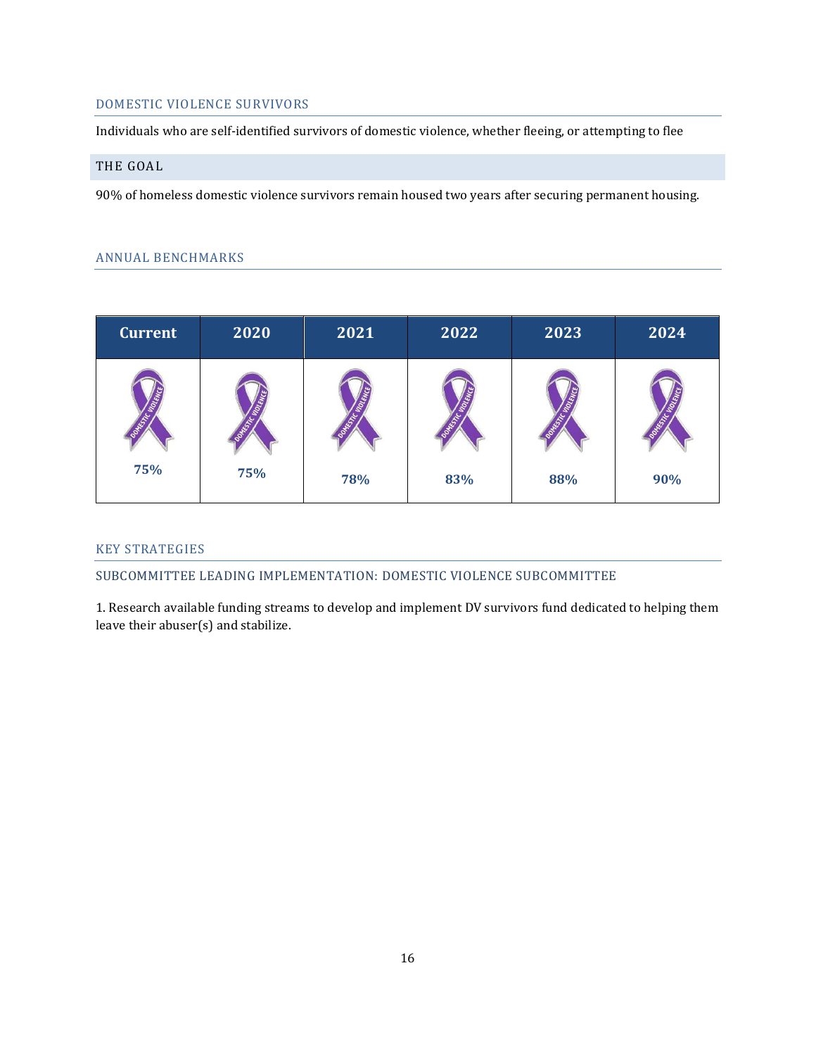## DOMESTIC VIOLENCE SURVIVORS

Individuals who are self-identified survivors of domestic violence, whether fleeing, or attempting to flee

### THE GOAL

90% of homeless domestic violence survivors remain housed two years after securing permanent housing.

## ANNUAL BENCHMARKS

| Current | 2020 | 2021 | 2022 | 2023 | 2024 |
|---|---|---|---|---|---|
| 75% | 75% | 78% | 83% | 88% | 90% |

## KEY STRATEGIES

### SUBCOMMITTEE LEADING IMPLEMENTATION: DOMESTIC VIOLENCE SUBCOMMITTEE

1. Research available funding streams to develop and implement DV survivors fund dedicated to helping them leave their abuser(s) and stabilize.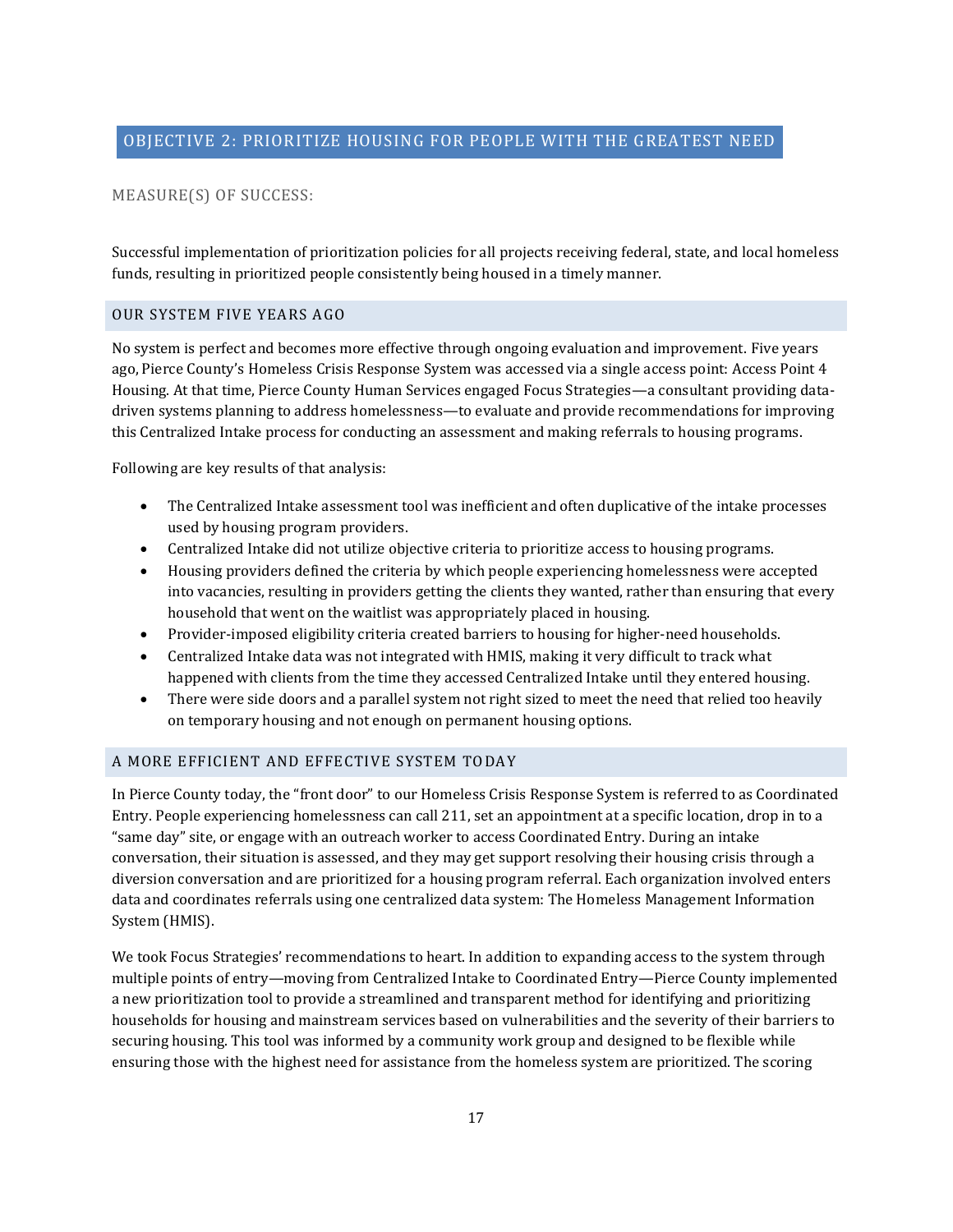## OBJECTIVE 2: PRIORITIZE HOUSING FOR PEOPLE WITH THE GREATEST NEED

### MEASURE(S) OF SUCCESS:

Successful implementation of prioritization policies for all projects receiving federal, state, and local homeless funds, resulting in prioritized people consistently being housed in a timely manner.

### OUR SYSTEM FIVE YEARS AGO

No system is perfect and becomes more effective through ongoing evaluation and improvement. Five years ago, Pierce County's Homeless Crisis Response System was accessed via a single access point: Access Point 4 Housing. At that time, Pierce County Human Services engaged Focus Strategies—a consultant providing data-driven systems planning to address homelessness—to evaluate and provide recommendations for improving this Centralized Intake process for conducting an assessment and making referrals to housing programs.

Following are key results of that analysis:

- The Centralized Intake assessment tool was inefficient and often duplicative of the intake processes used by housing program providers.
- Centralized Intake did not utilize objective criteria to prioritize access to housing programs.
- Housing providers defined the criteria by which people experiencing homelessness were accepted into vacancies, resulting in providers getting the clients they wanted, rather than ensuring that every household that went on the waitlist was appropriately placed in housing.
- Provider-imposed eligibility criteria created barriers to housing for higher-need households.
- Centralized Intake data was not integrated with HMIS, making it very difficult to track what happened with clients from the time they accessed Centralized Intake until they entered housing.
- There were side doors and a parallel system not right sized to meet the need that relied too heavily on temporary housing and not enough on permanent housing options.

### A MORE EFFICIENT AND EFFECTIVE SYSTEM TODAY

In Pierce County today, the "front door" to our Homeless Crisis Response System is referred to as Coordinated Entry. People experiencing homelessness can call 211, set an appointment at a specific location, drop in to a "same day" site, or engage with an outreach worker to access Coordinated Entry. During an intake conversation, their situation is assessed, and they may get support resolving their housing crisis through a diversion conversation and are prioritized for a housing program referral. Each organization involved enters data and coordinates referrals using one centralized data system: The Homeless Management Information System (HMIS).

We took Focus Strategies' recommendations to heart. In addition to expanding access to the system through multiple points of entry—moving from Centralized Intake to Coordinated Entry—Pierce County implemented a new prioritization tool to provide a streamlined and transparent method for identifying and prioritizing households for housing and mainstream services based on vulnerabilities and the severity of their barriers to securing housing. This tool was informed by a community work group and designed to be flexible while ensuring those with the highest need for assistance from the homeless system are prioritized. The scoring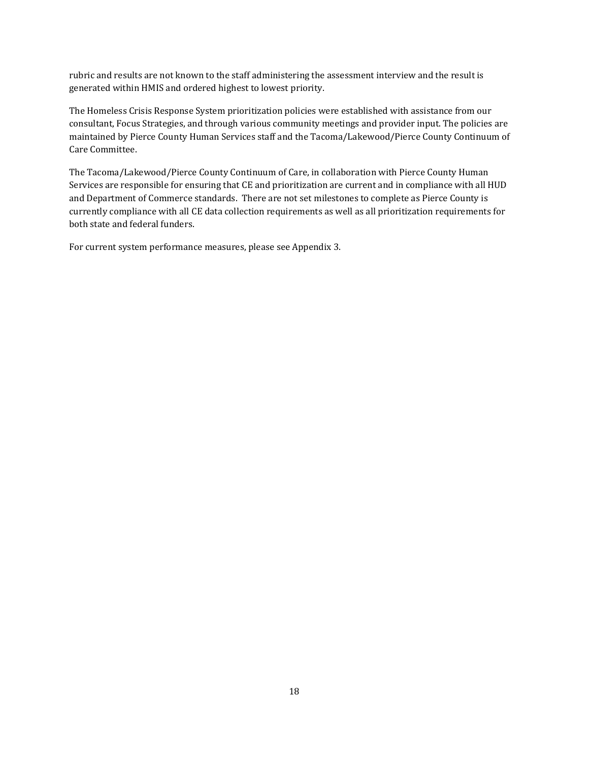rubric and results are not known to the staff administering the assessment interview and the result is generated within HMIS and ordered highest to lowest priority.

The Homeless Crisis Response System prioritization policies were established with assistance from our consultant, Focus Strategies, and through various community meetings and provider input. The policies are maintained by Pierce County Human Services staff and the Tacoma/Lakewood/Pierce County Continuum of Care Committee.

The Tacoma/Lakewood/Pierce County Continuum of Care, in collaboration with Pierce County Human Services are responsible for ensuring that CE and prioritization are current and in compliance with all HUD and Department of Commerce standards. There are not set milestones to complete as Pierce County is currently compliance with all CE data collection requirements as well as all prioritization requirements for both state and federal funders.

For current system performance measures, please see Appendix 3.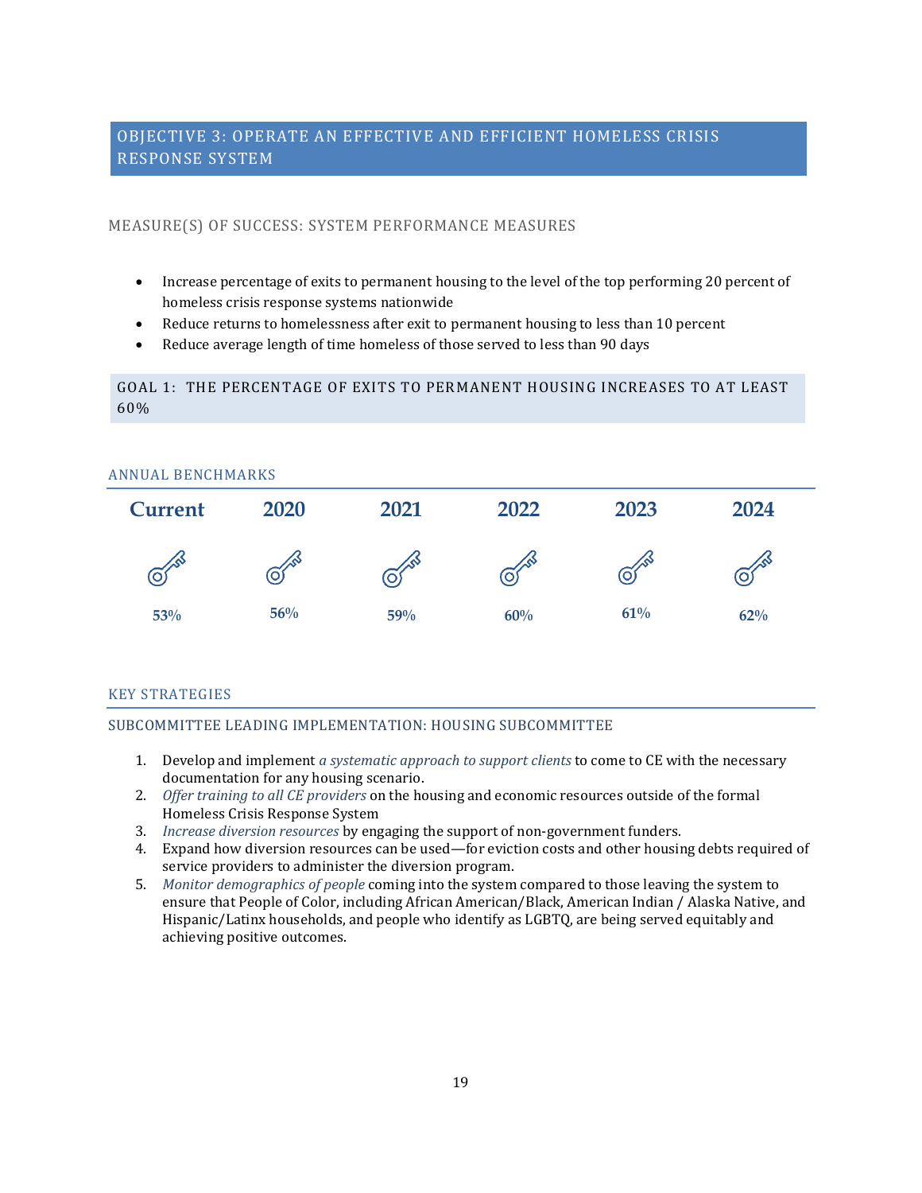## OBJECTIVE 3: OPERATE AN EFFECTIVE AND EFFICIENT HOMELESS CRISIS RESPONSE SYSTEM

### MEASURE(S) OF SUCCESS: SYSTEM PERFORMANCE MEASURES

- Increase percentage of exits to permanent housing to the level of the top performing 20 percent of homeless crisis response systems nationwide
- Reduce returns to homelessness after exit to permanent housing to less than 10 percent
- Reduce average length of time homeless of those served to less than 90 days

### GOAL 1: THE PERCENTAGE OF EXITS TO PERMANENT HOUSING INCREASES TO AT LEAST 60%

#### ANNUAL BENCHMARKS

| Current | 2020 | 2021 | 2022 | 2023 | 2024 |
|---|---|---|---|---|---|
| 53% | 56% | 59% | 60% | 61% | 62% |

#### KEY STRATEGIES

SUBCOMMITTEE LEADING IMPLEMENTATION: HOUSING SUBCOMMITTEE

1. Develop and implement *a systematic approach to support clients* to come to CE with the necessary documentation for any housing scenario.
2. *Offer training to all CE providers* on the housing and economic resources outside of the formal Homeless Crisis Response System
3. *Increase diversion resources* by engaging the support of non-government funders.
4. Expand how diversion resources can be used—for eviction costs and other housing debts required of service providers to administer the diversion program.
5. *Monitor demographics of people* coming into the system compared to those leaving the system to ensure that People of Color, including African American/Black, American Indian / Alaska Native, and Hispanic/Latinx households, and people who identify as LGBTQ, are being served equitably and achieving positive outcomes.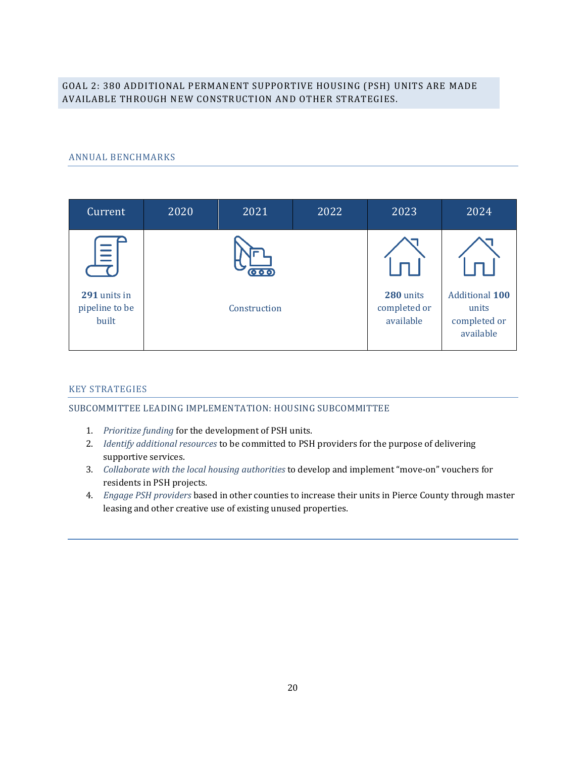## GOAL 2: 380 ADDITIONAL PERMANENT SUPPORTIVE HOUSING (PSH) UNITS ARE MADE AVAILABLE THROUGH NEW CONSTRUCTION AND OTHER STRATEGIES.

### ANNUAL BENCHMARKS

| Current | 2020 | 2021 | 2022 | 2023 | 2024 |
|---|---|---|---|---|---|
| **291** units in pipeline to be built | | Construction | | **280** units completed or available | Additional **100** units completed or available |

### KEY STRATEGIES

#### SUBCOMMITTEE LEADING IMPLEMENTATION: HOUSING SUBCOMMITTEE

1. *Prioritize funding* for the development of PSH units.
2. *Identify additional resources* to be committed to PSH providers for the purpose of delivering supportive services.
3. *Collaborate with the local housing authorities* to develop and implement "move-on" vouchers for residents in PSH projects.
4. *Engage PSH providers* based in other counties to increase their units in Pierce County through master leasing and other creative use of existing unused properties.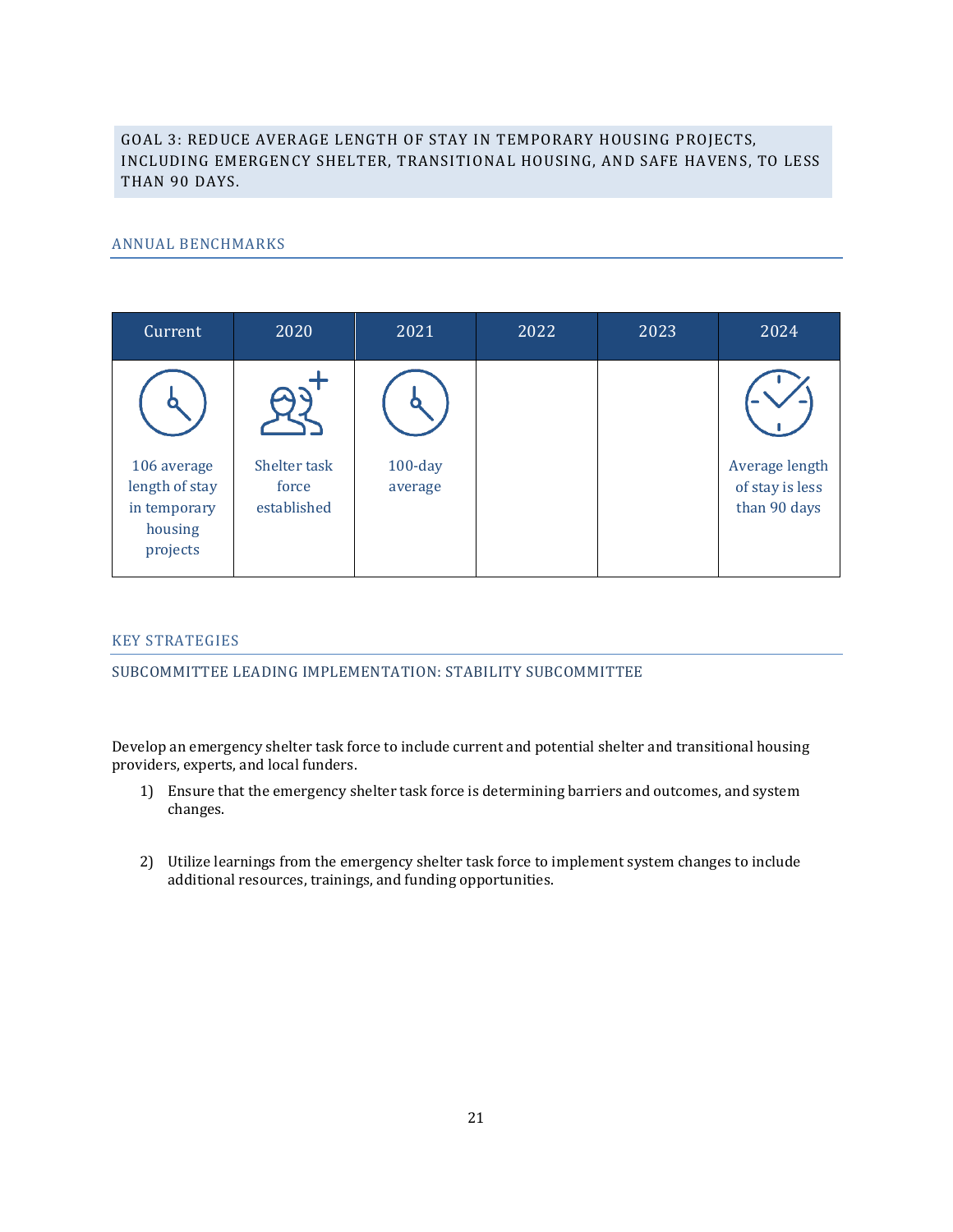## GOAL 3: REDUCE AVERAGE LENGTH OF STAY IN TEMPORARY HOUSING PROJECTS, INCLUDING EMERGENCY SHELTER, TRANSITIONAL HOUSING, AND SAFE HAVENS, TO LESS THAN 90 DAYS.

### ANNUAL BENCHMARKS

| Current | 2020 | 2021 | 2022 | 2023 | 2024 |
|---|---|---|---|---|---|
| 106 average length of stay in temporary housing projects | Shelter task force established | 100-day average | | | Average length of stay is less than 90 days |

### KEY STRATEGIES

#### SUBCOMMITTEE LEADING IMPLEMENTATION: STABILITY SUBCOMMITTEE

Develop an emergency shelter task force to include current and potential shelter and transitional housing providers, experts, and local funders.

1) Ensure that the emergency shelter task force is determining barriers and outcomes, and system changes.

2) Utilize learnings from the emergency shelter task force to implement system changes to include additional resources, trainings, and funding opportunities.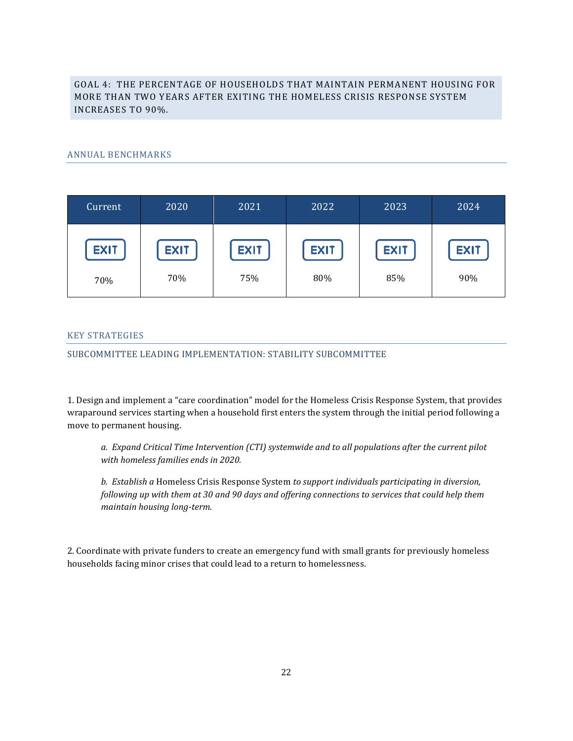## GOAL 4: THE PERCENTAGE OF HOUSEHOLDS THAT MAINTAIN PERMANENT HOUSING FOR MORE THAN TWO YEARS AFTER EXITING THE HOMELESS CRISIS RESPONSE SYSTEM INCREASES TO 90%.

### ANNUAL BENCHMARKS

| Current | 2020 | 2021 | 2022 | 2023 | 2024 |
|---|---|---|---|---|---|
| EXIT 70% | EXIT 70% | EXIT 75% | EXIT 80% | EXIT 85% | EXIT 90% |

### KEY STRATEGIES

### SUBCOMMITTEE LEADING IMPLEMENTATION: STABILITY SUBCOMMITTEE

1. Design and implement a "care coordination" model for the Homeless Crisis Response System, that provides wraparound services starting when a household first enters the system through the initial period following a move to permanent housing.

   *a. Expand Critical Time Intervention (CTI) systemwide and to all populations after the current pilot with homeless families ends in 2020.*

   *b. Establish a* Homeless Crisis Response System *to support individuals participating in diversion, following up with them at 30 and 90 days and offering connections to services that could help them maintain housing long-term.*

2. Coordinate with private funders to create an emergency fund with small grants for previously homeless households facing minor crises that could lead to a return to homelessness.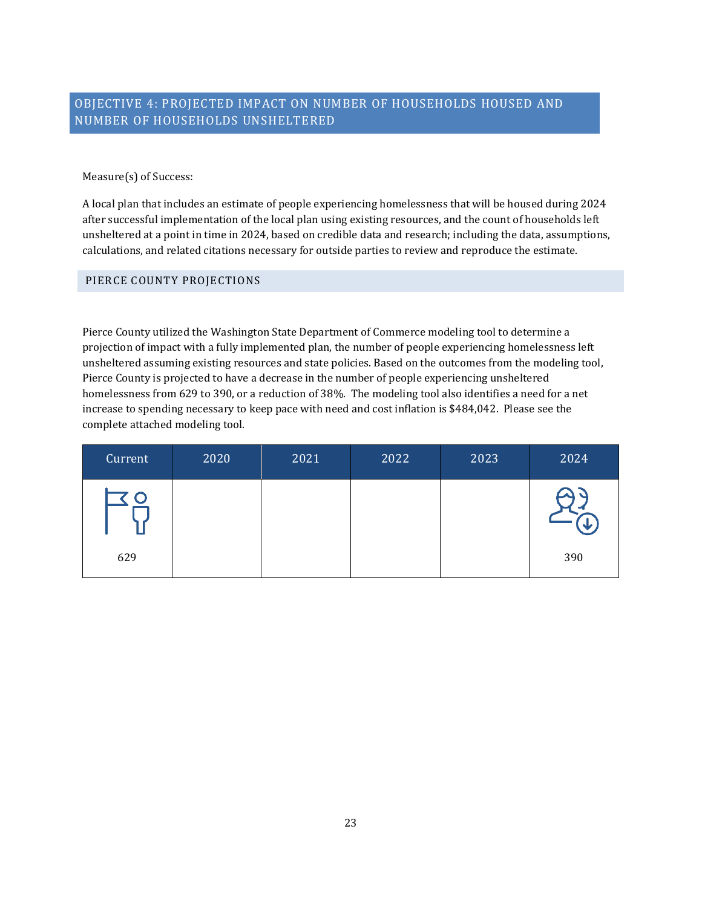## OBJECTIVE 4: PROJECTED IMPACT ON NUMBER OF HOUSEHOLDS HOUSED AND NUMBER OF HOUSEHOLDS UNSHELTERED

Measure(s) of Success:

A local plan that includes an estimate of people experiencing homelessness that will be housed during 2024 after successful implementation of the local plan using existing resources, and the count of households left unsheltered at a point in time in 2024, based on credible data and research; including the data, assumptions, calculations, and related citations necessary for outside parties to review and reproduce the estimate.

### PIERCE COUNTY PROJECTIONS

Pierce County utilized the Washington State Department of Commerce modeling tool to determine a projection of impact with a fully implemented plan, the number of people experiencing homelessness left unsheltered assuming existing resources and state policies. Based on the outcomes from the modeling tool, Pierce County is projected to have a decrease in the number of people experiencing unsheltered homelessness from 629 to 390, or a reduction of 38%. The modeling tool also identifies a need for a net increase to spending necessary to keep pace with need and cost inflation is $484,042. Please see the complete attached modeling tool.

| Current | 2020 | 2021 | 2022 | 2023 | 2024 |
|---|---|---|---|---|---|
| 629 | | | | | 390 |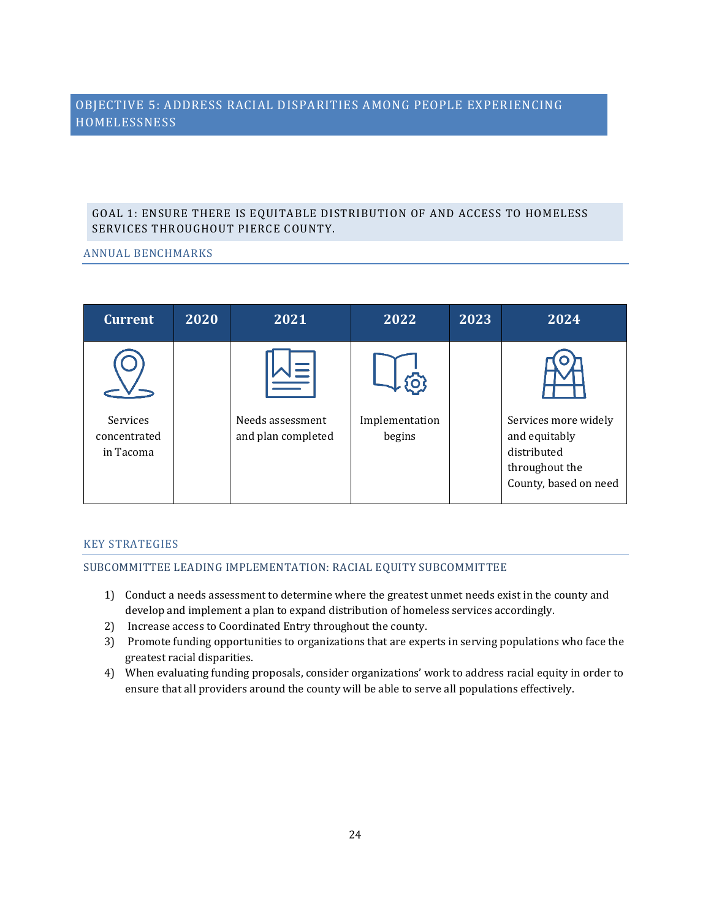## OBJECTIVE 5: ADDRESS RACIAL DISPARITIES AMONG PEOPLE EXPERIENCING HOMELESSNESS

### GOAL 1: ENSURE THERE IS EQUITABLE DISTRIBUTION OF AND ACCESS TO HOMELESS SERVICES THROUGHOUT PIERCE COUNTY.

#### ANNUAL BENCHMARKS

| Current | 2020 | 2021 | 2022 | 2023 | 2024 |
|---|---|---|---|---|---|
| Services concentrated in Tacoma | | Needs assessment and plan completed | Implementation begins | | Services more widely and equitably distributed throughout the County, based on need |

#### KEY STRATEGIES

#### SUBCOMMITTEE LEADING IMPLEMENTATION: RACIAL EQUITY SUBCOMMITTEE

1) Conduct a needs assessment to determine where the greatest unmet needs exist in the county and develop and implement a plan to expand distribution of homeless services accordingly.
2) Increase access to Coordinated Entry throughout the county.
3) Promote funding opportunities to organizations that are experts in serving populations who face the greatest racial disparities.
4) When evaluating funding proposals, consider organizations' work to address racial equity in order to ensure that all providers around the county will be able to serve all populations effectively.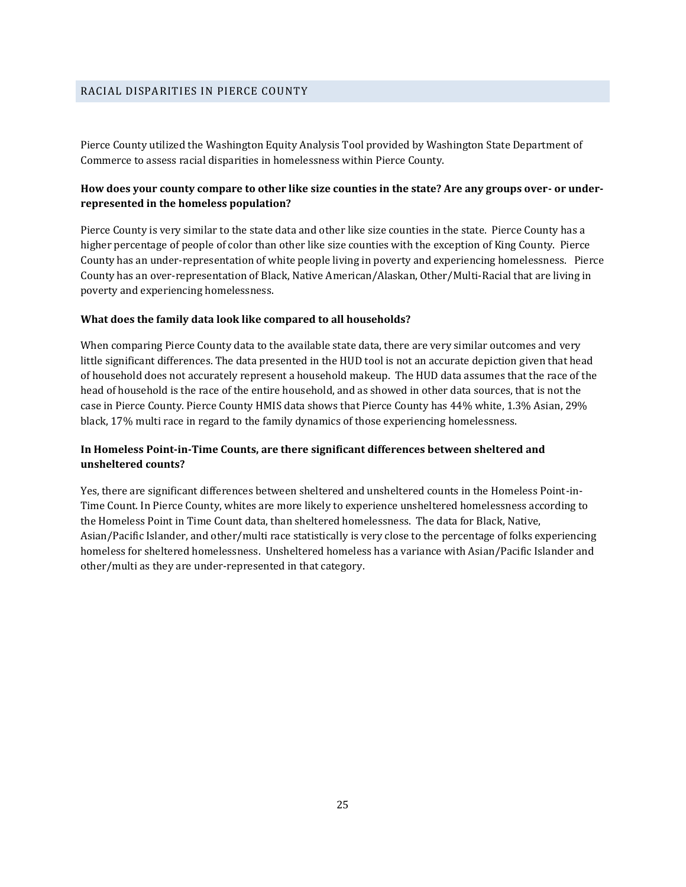## RACIAL DISPARITIES IN PIERCE COUNTY

Pierce County utilized the Washington Equity Analysis Tool provided by Washington State Department of Commerce to assess racial disparities in homelessness within Pierce County.

**How does your county compare to other like size counties in the state? Are any groups over- or under-represented in the homeless population?**

Pierce County is very similar to the state data and other like size counties in the state. Pierce County has a higher percentage of people of color than other like size counties with the exception of King County. Pierce County has an under-representation of white people living in poverty and experiencing homelessness. Pierce County has an over-representation of Black, Native American/Alaskan, Other/Multi-Racial that are living in poverty and experiencing homelessness.

**What does the family data look like compared to all households?**

When comparing Pierce County data to the available state data, there are very similar outcomes and very little significant differences. The data presented in the HUD tool is not an accurate depiction given that head of household does not accurately represent a household makeup. The HUD data assumes that the race of the head of household is the race of the entire household, and as showed in other data sources, that is not the case in Pierce County. Pierce County HMIS data shows that Pierce County has 44% white, 1.3% Asian, 29% black, 17% multi race in regard to the family dynamics of those experiencing homelessness.

**In Homeless Point-in-Time Counts, are there significant differences between sheltered and unsheltered counts?**

Yes, there are significant differences between sheltered and unsheltered counts in the Homeless Point-in-Time Count. In Pierce County, whites are more likely to experience unsheltered homelessness according to the Homeless Point in Time Count data, than sheltered homelessness. The data for Black, Native, Asian/Pacific Islander, and other/multi race statistically is very close to the percentage of folks experiencing homeless for sheltered homelessness. Unsheltered homeless has a variance with Asian/Pacific Islander and other/multi as they are under-represented in that category.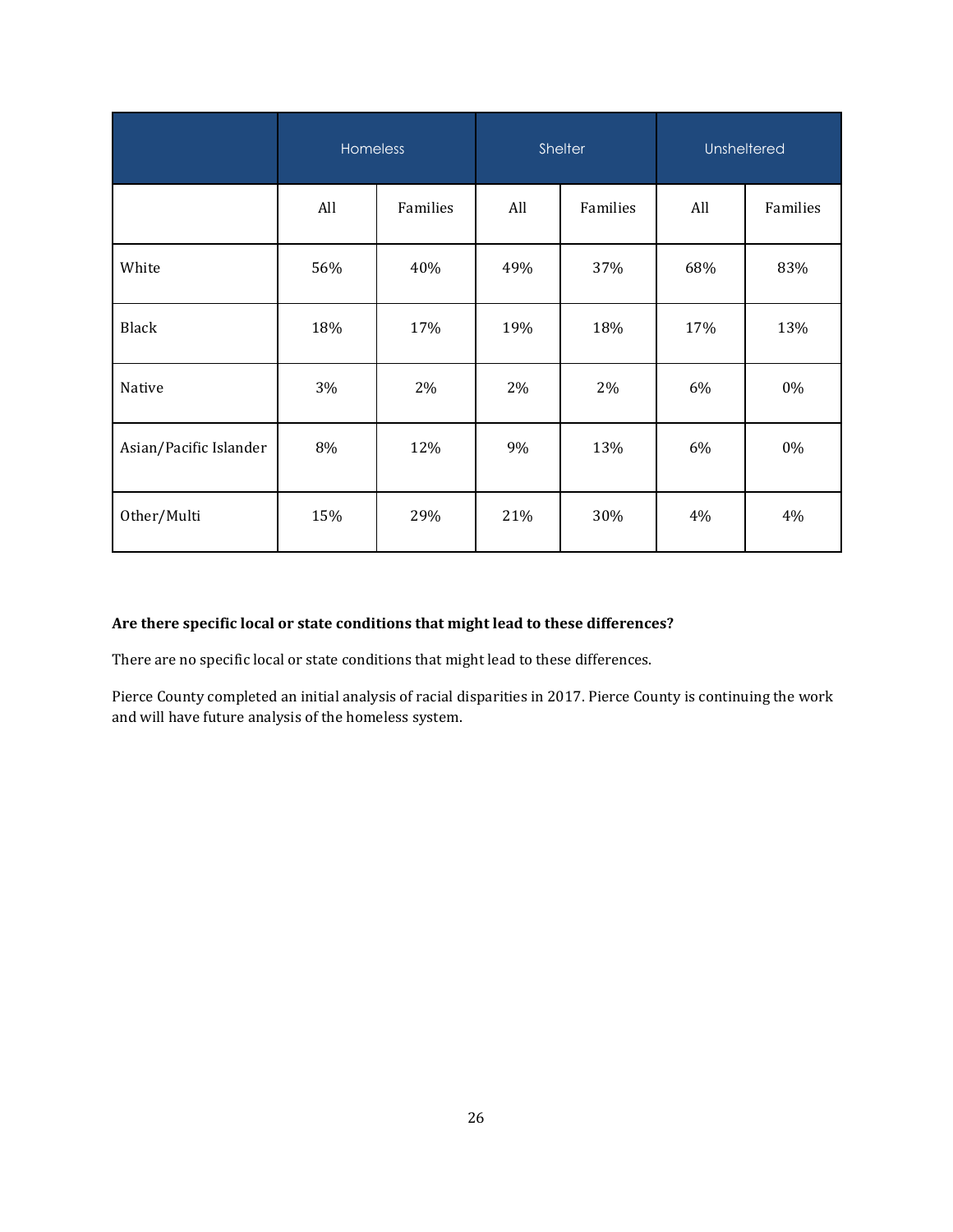| | Homeless | | Shelter | | Unsheltered | |
|---|---|---|---|---|---|---|
| | All | Families | All | Families | All | Families |
| White | 56% | 40% | 49% | 37% | 68% | 83% |
| Black | 18% | 17% | 19% | 18% | 17% | 13% |
| Native | 3% | 2% | 2% | 2% | 6% | 0% |
| Asian/Pacific Islander | 8% | 12% | 9% | 13% | 6% | 0% |
| Other/Multi | 15% | 29% | 21% | 30% | 4% | 4% |

**Are there specific local or state conditions that might lead to these differences?**

There are no specific local or state conditions that might lead to these differences.

Pierce County completed an initial analysis of racial disparities in 2017. Pierce County is continuing the work and will have future analysis of the homeless system.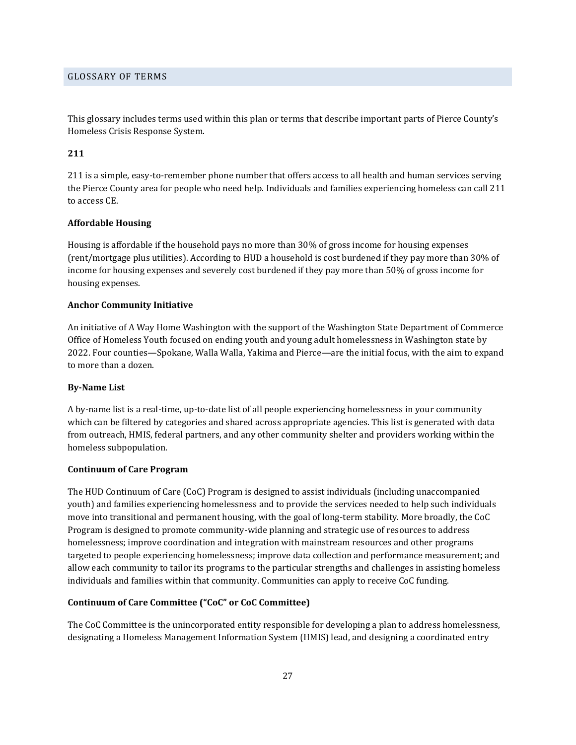## GLOSSARY OF TERMS

This glossary includes terms used within this plan or terms that describe important parts of Pierce County's Homeless Crisis Response System.

**211**

211 is a simple, easy-to-remember phone number that offers access to all health and human services serving the Pierce County area for people who need help. Individuals and families experiencing homeless can call 211 to access CE.

**Affordable Housing**

Housing is affordable if the household pays no more than 30% of gross income for housing expenses (rent/mortgage plus utilities). According to HUD a household is cost burdened if they pay more than 30% of income for housing expenses and severely cost burdened if they pay more than 50% of gross income for housing expenses.

**Anchor Community Initiative**

An initiative of A Way Home Washington with the support of the Washington State Department of Commerce Office of Homeless Youth focused on ending youth and young adult homelessness in Washington state by 2022. Four counties—Spokane, Walla Walla, Yakima and Pierce—are the initial focus, with the aim to expand to more than a dozen.

**By-Name List**

A by-name list is a real-time, up-to-date list of all people experiencing homelessness in your community which can be filtered by categories and shared across appropriate agencies. This list is generated with data from outreach, HMIS, federal partners, and any other community shelter and providers working within the homeless subpopulation.

**Continuum of Care Program**

The HUD Continuum of Care (CoC) Program is designed to assist individuals (including unaccompanied youth) and families experiencing homelessness and to provide the services needed to help such individuals move into transitional and permanent housing, with the goal of long-term stability. More broadly, the CoC Program is designed to promote community-wide planning and strategic use of resources to address homelessness; improve coordination and integration with mainstream resources and other programs targeted to people experiencing homelessness; improve data collection and performance measurement; and allow each community to tailor its programs to the particular strengths and challenges in assisting homeless individuals and families within that community. Communities can apply to receive CoC funding.

**Continuum of Care Committee ("CoC" or CoC Committee)**

The CoC Committee is the unincorporated entity responsible for developing a plan to address homelessness, designating a Homeless Management Information System (HMIS) lead, and designing a coordinated entry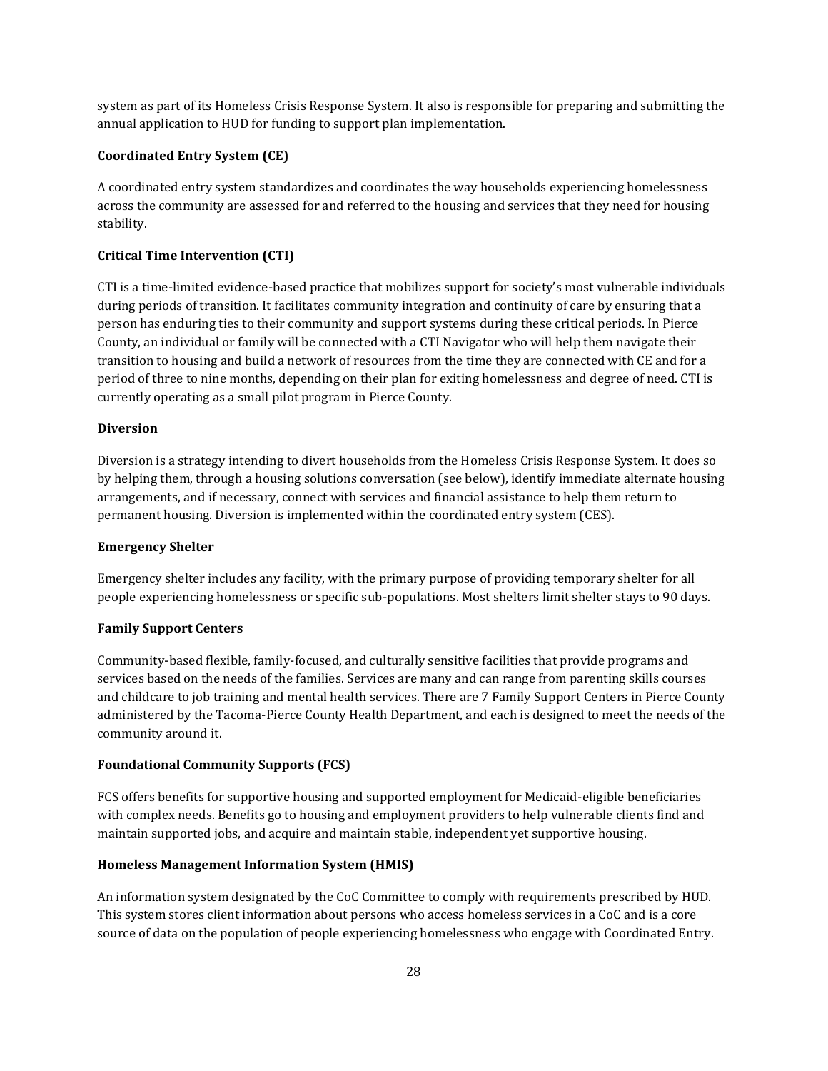system as part of its Homeless Crisis Response System. It also is responsible for preparing and submitting the annual application to HUD for funding to support plan implementation.

**Coordinated Entry System (CE)**

A coordinated entry system standardizes and coordinates the way households experiencing homelessness across the community are assessed for and referred to the housing and services that they need for housing stability.

**Critical Time Intervention (CTI)**

CTI is a time-limited evidence-based practice that mobilizes support for society's most vulnerable individuals during periods of transition. It facilitates community integration and continuity of care by ensuring that a person has enduring ties to their community and support systems during these critical periods. In Pierce County, an individual or family will be connected with a CTI Navigator who will help them navigate their transition to housing and build a network of resources from the time they are connected with CE and for a period of three to nine months, depending on their plan for exiting homelessness and degree of need. CTI is currently operating as a small pilot program in Pierce County.

**Diversion**

Diversion is a strategy intending to divert households from the Homeless Crisis Response System. It does so by helping them, through a housing solutions conversation (see below), identify immediate alternate housing arrangements, and if necessary, connect with services and financial assistance to help them return to permanent housing. Diversion is implemented within the coordinated entry system (CES).

**Emergency Shelter**

Emergency shelter includes any facility, with the primary purpose of providing temporary shelter for all people experiencing homelessness or specific sub-populations. Most shelters limit shelter stays to 90 days.

**Family Support Centers**

Community-based flexible, family-focused, and culturally sensitive facilities that provide programs and services based on the needs of the families. Services are many and can range from parenting skills courses and childcare to job training and mental health services. There are 7 Family Support Centers in Pierce County administered by the Tacoma-Pierce County Health Department, and each is designed to meet the needs of the community around it.

**Foundational Community Supports (FCS)**

FCS offers benefits for supportive housing and supported employment for Medicaid-eligible beneficiaries with complex needs. Benefits go to housing and employment providers to help vulnerable clients find and maintain supported jobs, and acquire and maintain stable, independent yet supportive housing.

**Homeless Management Information System (HMIS)**

An information system designated by the CoC Committee to comply with requirements prescribed by HUD. This system stores client information about persons who access homeless services in a CoC and is a core source of data on the population of people experiencing homelessness who engage with Coordinated Entry.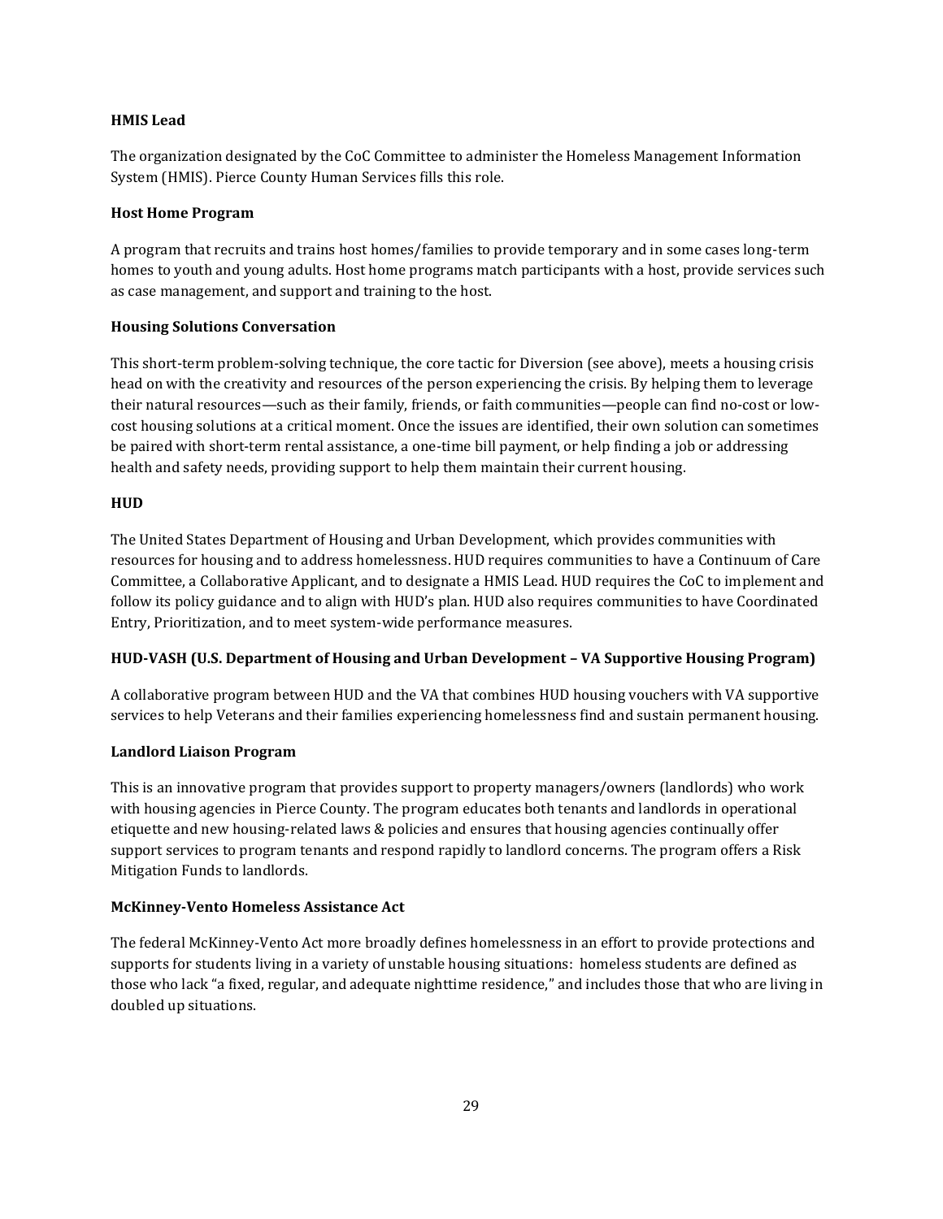**HMIS Lead**

The organization designated by the CoC Committee to administer the Homeless Management Information System (HMIS). Pierce County Human Services fills this role.

**Host Home Program**

A program that recruits and trains host homes/families to provide temporary and in some cases long-term homes to youth and young adults. Host home programs match participants with a host, provide services such as case management, and support and training to the host.

**Housing Solutions Conversation**

This short-term problem-solving technique, the core tactic for Diversion (see above), meets a housing crisis head on with the creativity and resources of the person experiencing the crisis. By helping them to leverage their natural resources—such as their family, friends, or faith communities—people can find no-cost or low-cost housing solutions at a critical moment. Once the issues are identified, their own solution can sometimes be paired with short-term rental assistance, a one-time bill payment, or help finding a job or addressing health and safety needs, providing support to help them maintain their current housing.

**HUD**

The United States Department of Housing and Urban Development, which provides communities with resources for housing and to address homelessness. HUD requires communities to have a Continuum of Care Committee, a Collaborative Applicant, and to designate a HMIS Lead. HUD requires the CoC to implement and follow its policy guidance and to align with HUD's plan. HUD also requires communities to have Coordinated Entry, Prioritization, and to meet system-wide performance measures.

**HUD-VASH (U.S. Department of Housing and Urban Development – VA Supportive Housing Program)**

A collaborative program between HUD and the VA that combines HUD housing vouchers with VA supportive services to help Veterans and their families experiencing homelessness find and sustain permanent housing.

**Landlord Liaison Program**

This is an innovative program that provides support to property managers/owners (landlords) who work with housing agencies in Pierce County. The program educates both tenants and landlords in operational etiquette and new housing-related laws & policies and ensures that housing agencies continually offer support services to program tenants and respond rapidly to landlord concerns. The program offers a Risk Mitigation Funds to landlords.

**McKinney-Vento Homeless Assistance Act**

The federal McKinney-Vento Act more broadly defines homelessness in an effort to provide protections and supports for students living in a variety of unstable housing situations: homeless students are defined as those who lack "a fixed, regular, and adequate nighttime residence," and includes those that who are living in doubled up situations.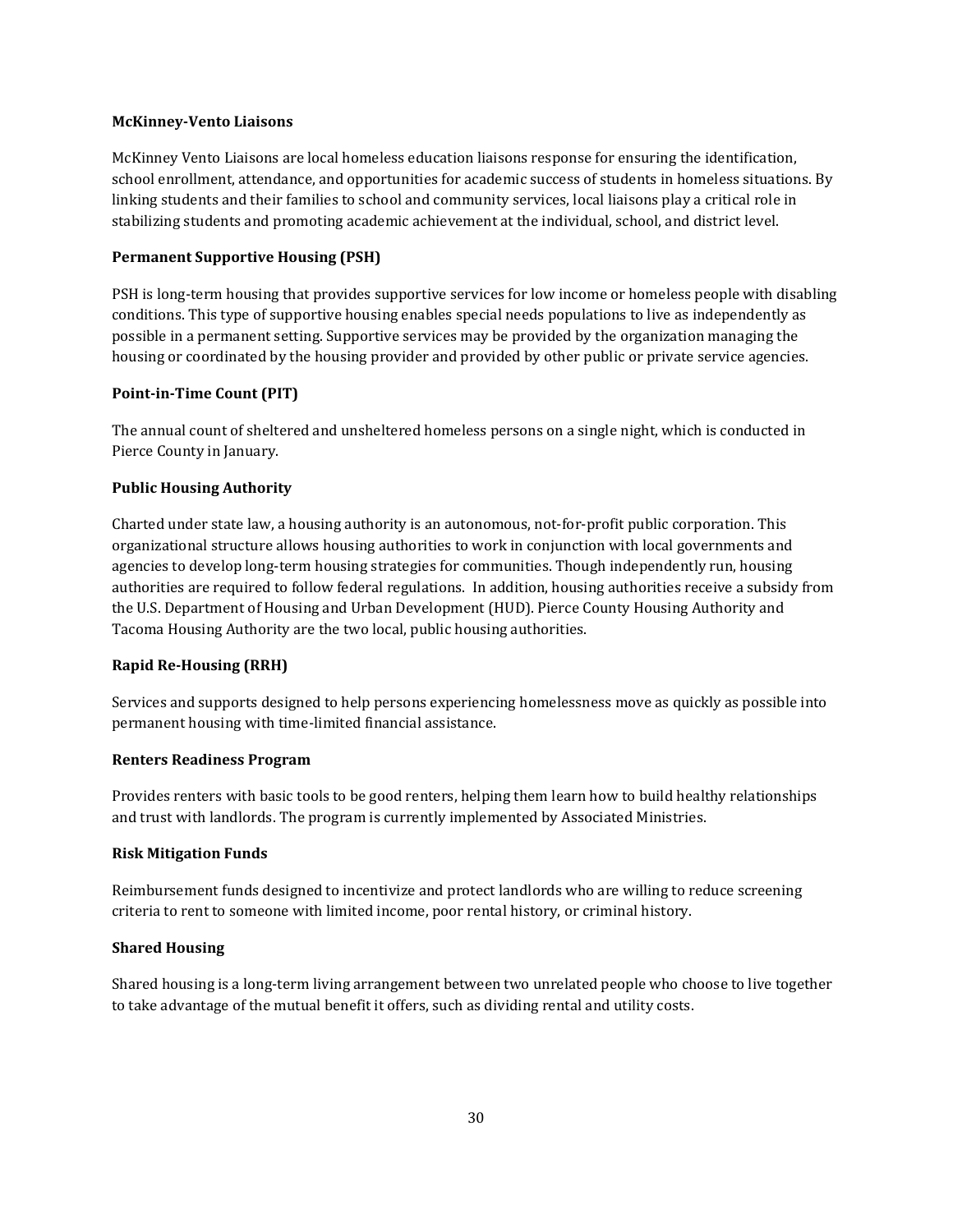**McKinney-Vento Liaisons**

McKinney Vento Liaisons are local homeless education liaisons response for ensuring the identification, school enrollment, attendance, and opportunities for academic success of students in homeless situations. By linking students and their families to school and community services, local liaisons play a critical role in stabilizing students and promoting academic achievement at the individual, school, and district level.

**Permanent Supportive Housing (PSH)**

PSH is long-term housing that provides supportive services for low income or homeless people with disabling conditions. This type of supportive housing enables special needs populations to live as independently as possible in a permanent setting. Supportive services may be provided by the organization managing the housing or coordinated by the housing provider and provided by other public or private service agencies.

**Point-in-Time Count (PIT)**

The annual count of sheltered and unsheltered homeless persons on a single night, which is conducted in Pierce County in January.

**Public Housing Authority**

Charted under state law, a housing authority is an autonomous, not-for-profit public corporation. This organizational structure allows housing authorities to work in conjunction with local governments and agencies to develop long-term housing strategies for communities. Though independently run, housing authorities are required to follow federal regulations. In addition, housing authorities receive a subsidy from the U.S. Department of Housing and Urban Development (HUD). Pierce County Housing Authority and Tacoma Housing Authority are the two local, public housing authorities.

**Rapid Re-Housing (RRH)**

Services and supports designed to help persons experiencing homelessness move as quickly as possible into permanent housing with time-limited financial assistance.

**Renters Readiness Program**

Provides renters with basic tools to be good renters, helping them learn how to build healthy relationships and trust with landlords. The program is currently implemented by Associated Ministries.

**Risk Mitigation Funds**

Reimbursement funds designed to incentivize and protect landlords who are willing to reduce screening criteria to rent to someone with limited income, poor rental history, or criminal history.

**Shared Housing**

Shared housing is a long-term living arrangement between two unrelated people who choose to live together to take advantage of the mutual benefit it offers, such as dividing rental and utility costs.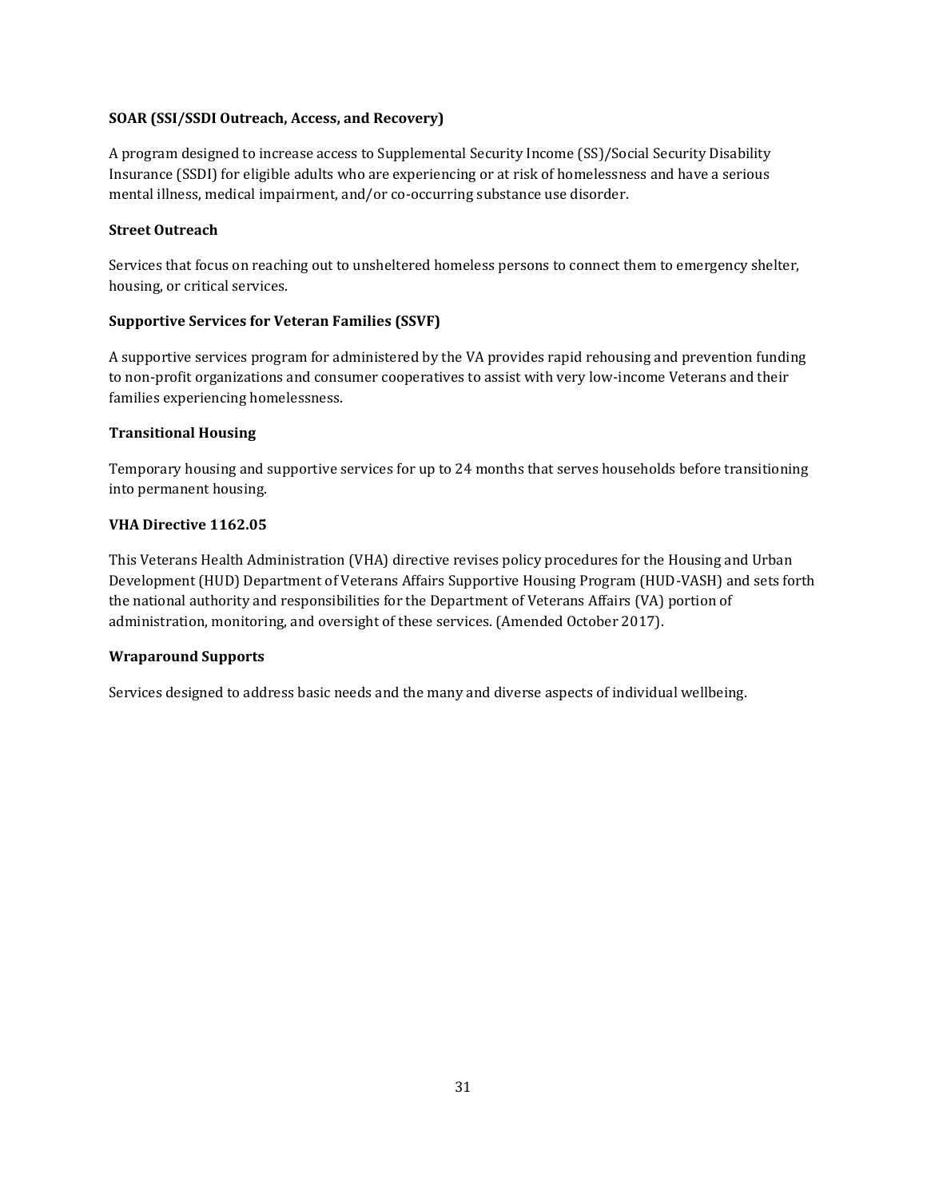**SOAR (SSI/SSDI Outreach, Access, and Recovery)**

A program designed to increase access to Supplemental Security Income (SS)/Social Security Disability Insurance (SSDI) for eligible adults who are experiencing or at risk of homelessness and have a serious mental illness, medical impairment, and/or co-occurring substance use disorder.

**Street Outreach**

Services that focus on reaching out to unsheltered homeless persons to connect them to emergency shelter, housing, or critical services.

**Supportive Services for Veteran Families (SSVF)**

A supportive services program for administered by the VA provides rapid rehousing and prevention funding to non-profit organizations and consumer cooperatives to assist with very low-income Veterans and their families experiencing homelessness.

**Transitional Housing**

Temporary housing and supportive services for up to 24 months that serves households before transitioning into permanent housing.

**VHA Directive 1162.05**

This Veterans Health Administration (VHA) directive revises policy procedures for the Housing and Urban Development (HUD) Department of Veterans Affairs Supportive Housing Program (HUD-VASH) and sets forth the national authority and responsibilities for the Department of Veterans Affairs (VA) portion of administration, monitoring, and oversight of these services. (Amended October 2017).

**Wraparound Supports**

Services designed to address basic needs and the many and diverse aspects of individual wellbeing.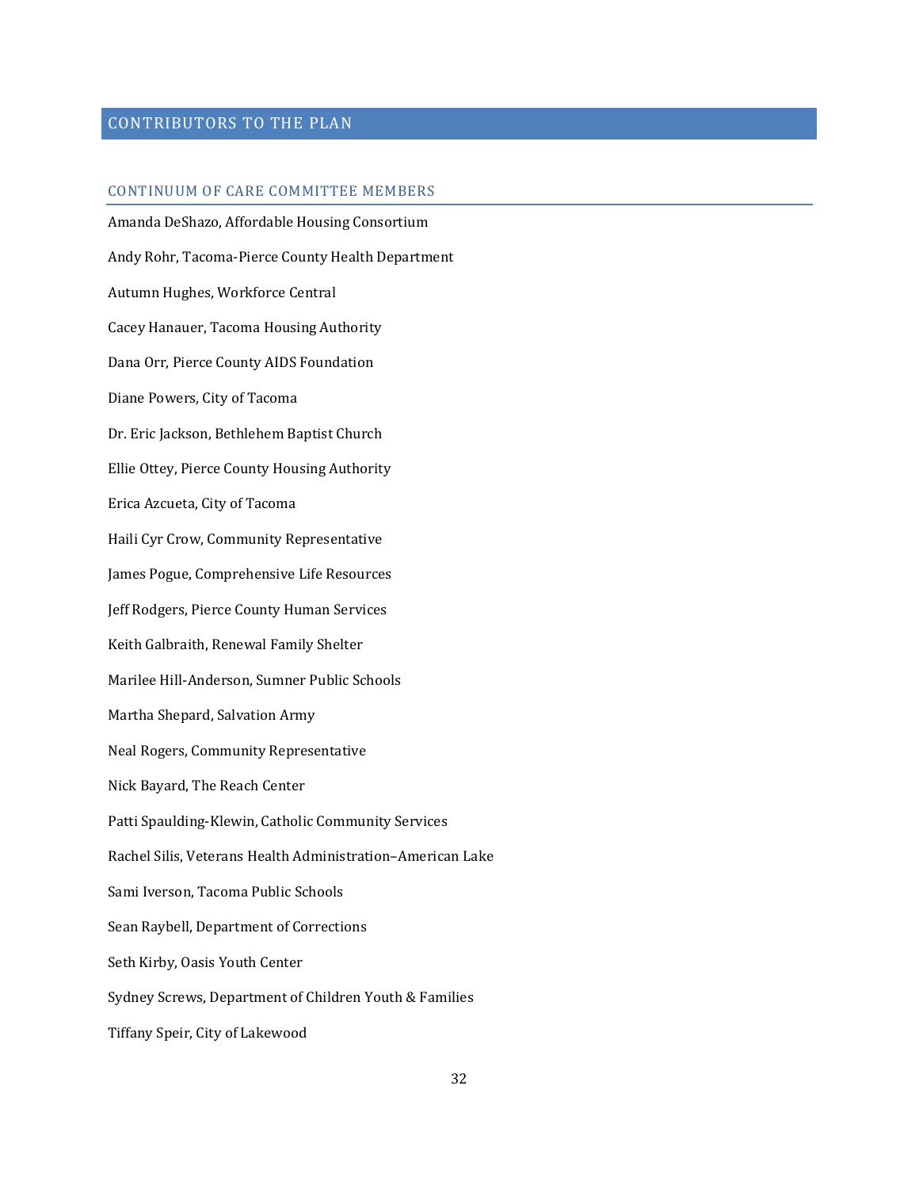## CONTRIBUTORS TO THE PLAN

### CONTINUUM OF CARE COMMITTEE MEMBERS

Amanda DeShazo, Affordable Housing Consortium

Andy Rohr, Tacoma-Pierce County Health Department

Autumn Hughes, Workforce Central

Cacey Hanauer, Tacoma Housing Authority

Dana Orr, Pierce County AIDS Foundation

Diane Powers, City of Tacoma

Dr. Eric Jackson, Bethlehem Baptist Church

Ellie Ottey, Pierce County Housing Authority

Erica Azcueta, City of Tacoma

Haili Cyr Crow, Community Representative

James Pogue, Comprehensive Life Resources

Jeff Rodgers, Pierce County Human Services

Keith Galbraith, Renewal Family Shelter

Marilee Hill-Anderson, Sumner Public Schools

Martha Shepard, Salvation Army

Neal Rogers, Community Representative

Nick Bayard, The Reach Center

Patti Spaulding-Klewin, Catholic Community Services

Rachel Silis, Veterans Health Administration–American Lake

Sami Iverson, Tacoma Public Schools

Sean Raybell, Department of Corrections

Seth Kirby, Oasis Youth Center

Sydney Screws, Department of Children Youth & Families

Tiffany Speir, City of Lakewood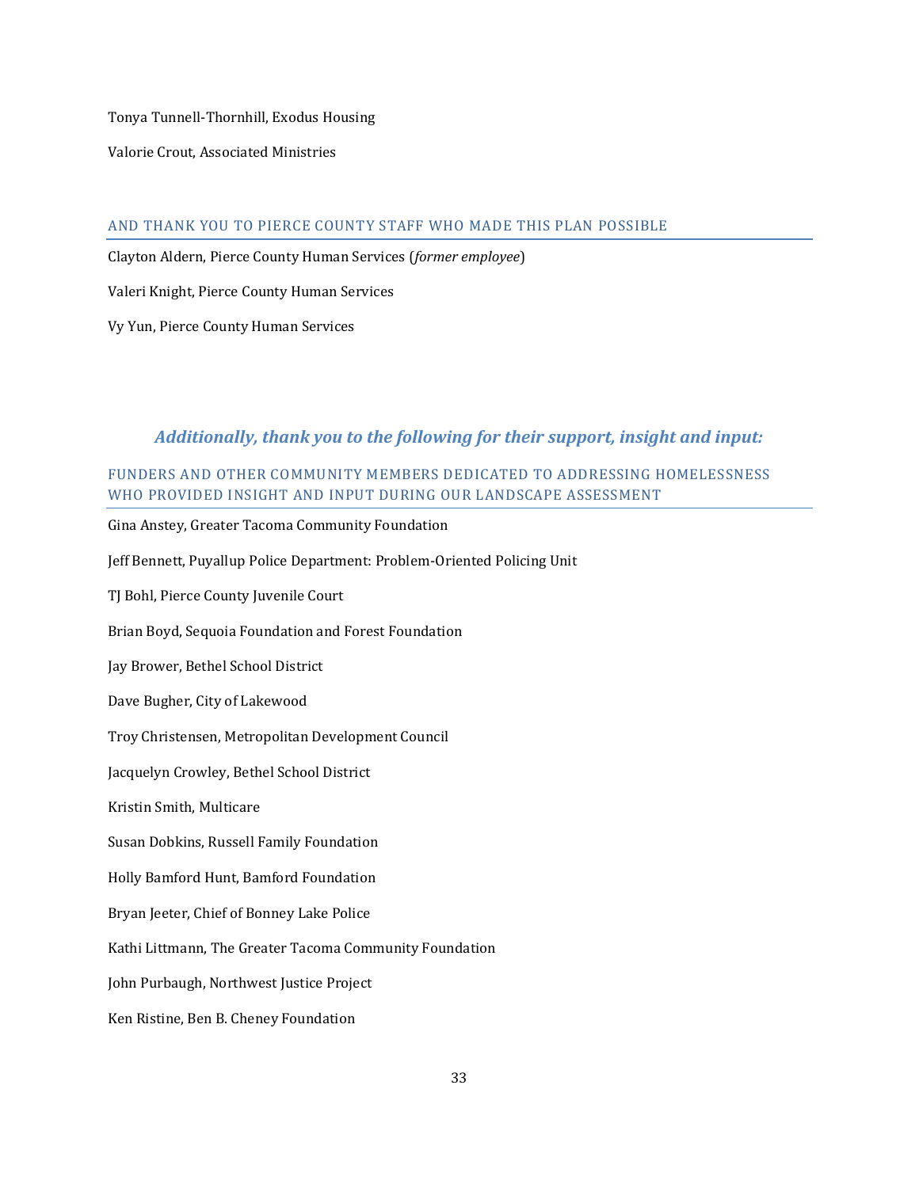Tonya Tunnell-Thornhill, Exodus Housing

Valorie Crout, Associated Ministries

## AND THANK YOU TO PIERCE COUNTY STAFF WHO MADE THIS PLAN POSSIBLE

Clayton Aldern, Pierce County Human Services (*former employee*)

Valeri Knight, Pierce County Human Services

Vy Yun, Pierce County Human Services

# *Additionally, thank you to the following for their support, insight and input:*

## FUNDERS AND OTHER COMMUNITY MEMBERS DEDICATED TO ADDRESSING HOMELESSNESS WHO PROVIDED INSIGHT AND INPUT DURING OUR LANDSCAPE ASSESSMENT

Gina Anstey, Greater Tacoma Community Foundation

Jeff Bennett, Puyallup Police Department: Problem-Oriented Policing Unit

TJ Bohl, Pierce County Juvenile Court

Brian Boyd, Sequoia Foundation and Forest Foundation

Jay Brower, Bethel School District

Dave Bugher, City of Lakewood

Troy Christensen, Metropolitan Development Council

Jacquelyn Crowley, Bethel School District

Kristin Smith, Multicare

Susan Dobkins, Russell Family Foundation

Holly Bamford Hunt, Bamford Foundation

Bryan Jeeter, Chief of Bonney Lake Police

Kathi Littmann, The Greater Tacoma Community Foundation

John Purbaugh, Northwest Justice Project

Ken Ristine, Ben B. Cheney Foundation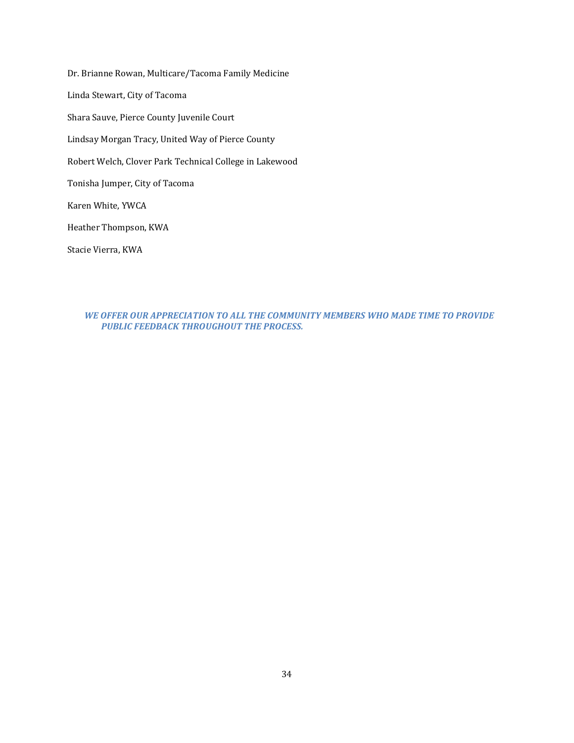Dr. Brianne Rowan, Multicare/Tacoma Family Medicine

Linda Stewart, City of Tacoma

Shara Sauve, Pierce County Juvenile Court

Lindsay Morgan Tracy, United Way of Pierce County

Robert Welch, Clover Park Technical College in Lakewood

Tonisha Jumper, City of Tacoma

Karen White, YWCA

Heather Thompson, KWA

Stacie Vierra, KWA

***WE OFFER OUR APPRECIATION TO ALL THE COMMUNITY MEMBERS WHO MADE TIME TO PROVIDE PUBLIC FEEDBACK THROUGHOUT THE PROCESS.***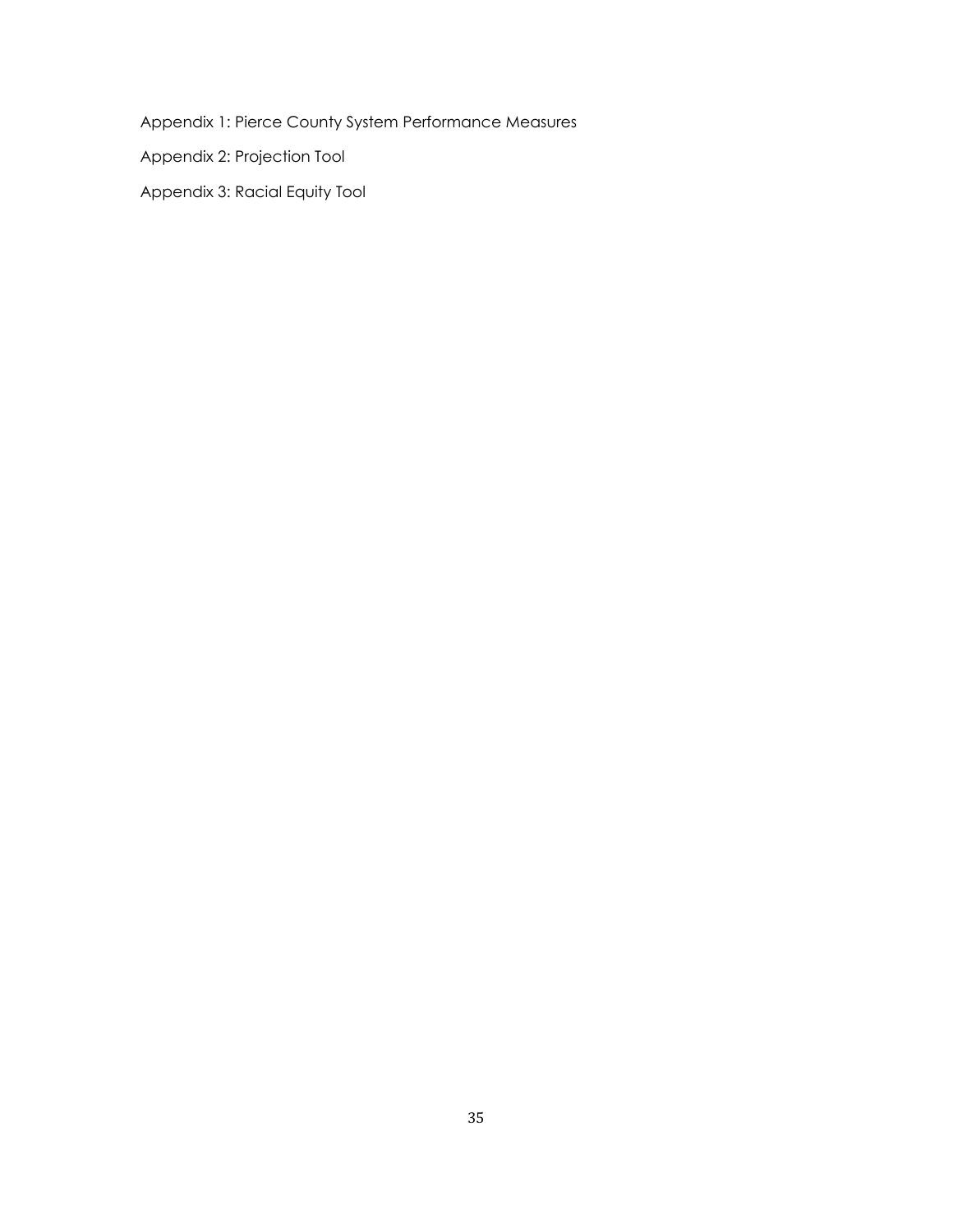Appendix 1: Pierce County System Performance Measures

Appendix 2: Projection Tool

Appendix 3: Racial Equity Tool